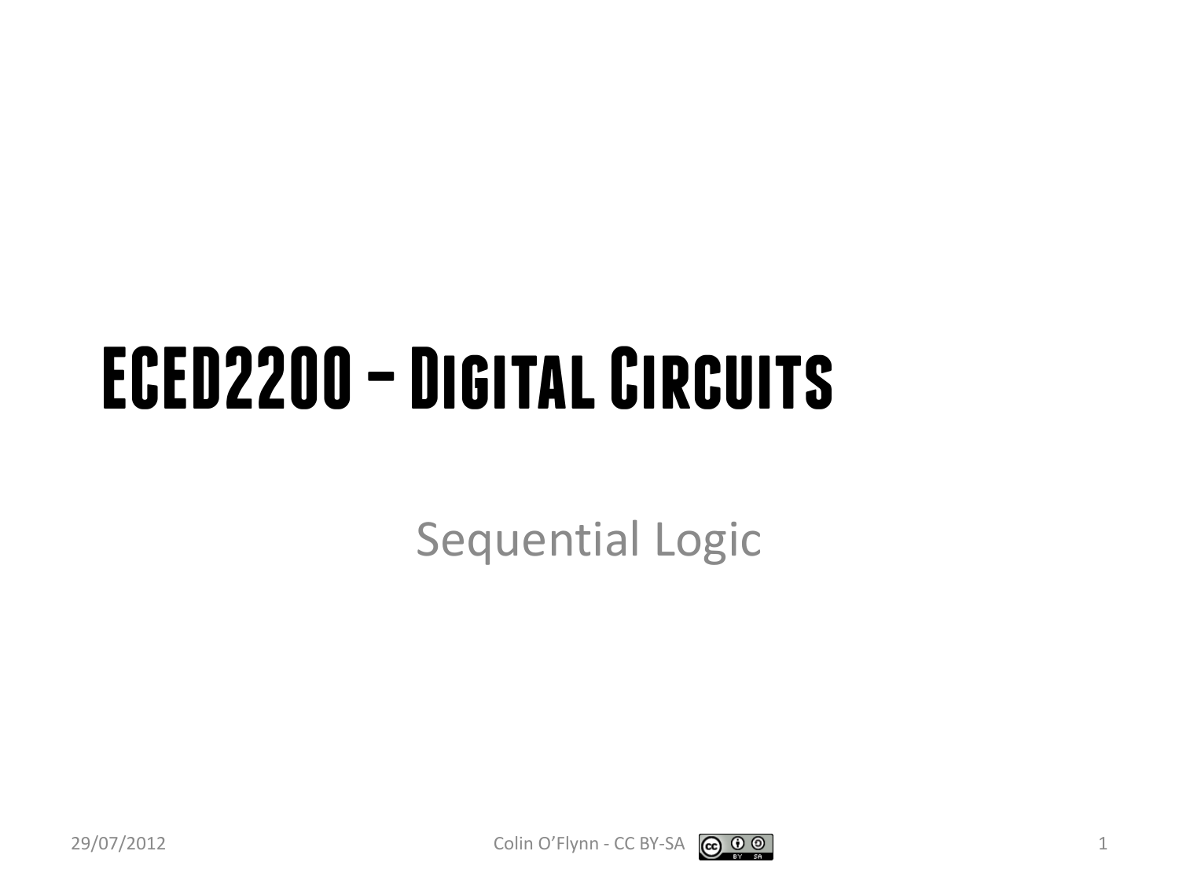# ECED2200 – Digital Circuits

Sequential Logic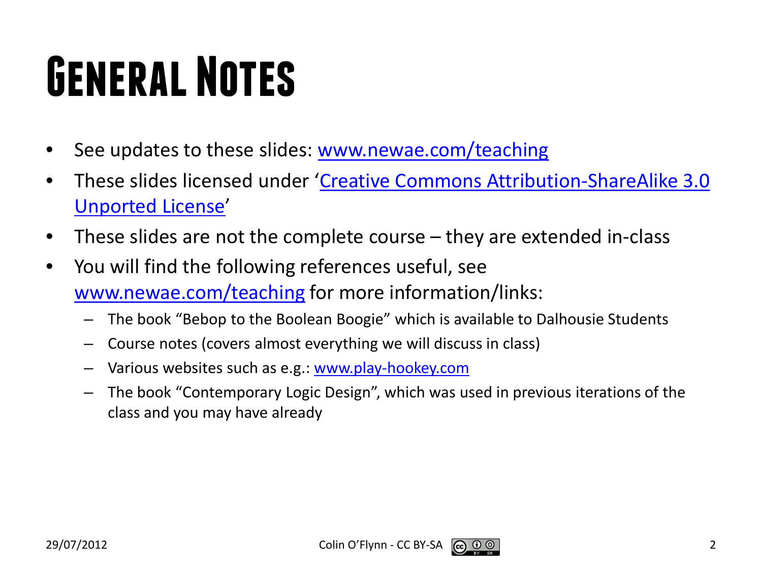# General Notes

- See updates to these slides: www.newae.com/teaching
- These slides licensed under 'Creative Commons Attribution-ShareAlike 3.0 Unported License'
- These slides are not the complete course – they are extended in-class
- You will find the following references useful, see www.newae.com/teaching for more information/links:
  - The book "Bebop to the Boolean Boogie" which is available to Dalhousie Students
  - Course notes (covers almost everything we will discuss in class)
  - Various websites such as e.g.: www.play-hookey.com
  - The book "Contemporary Logic Design", which was used in previous iterations of the class and you may have already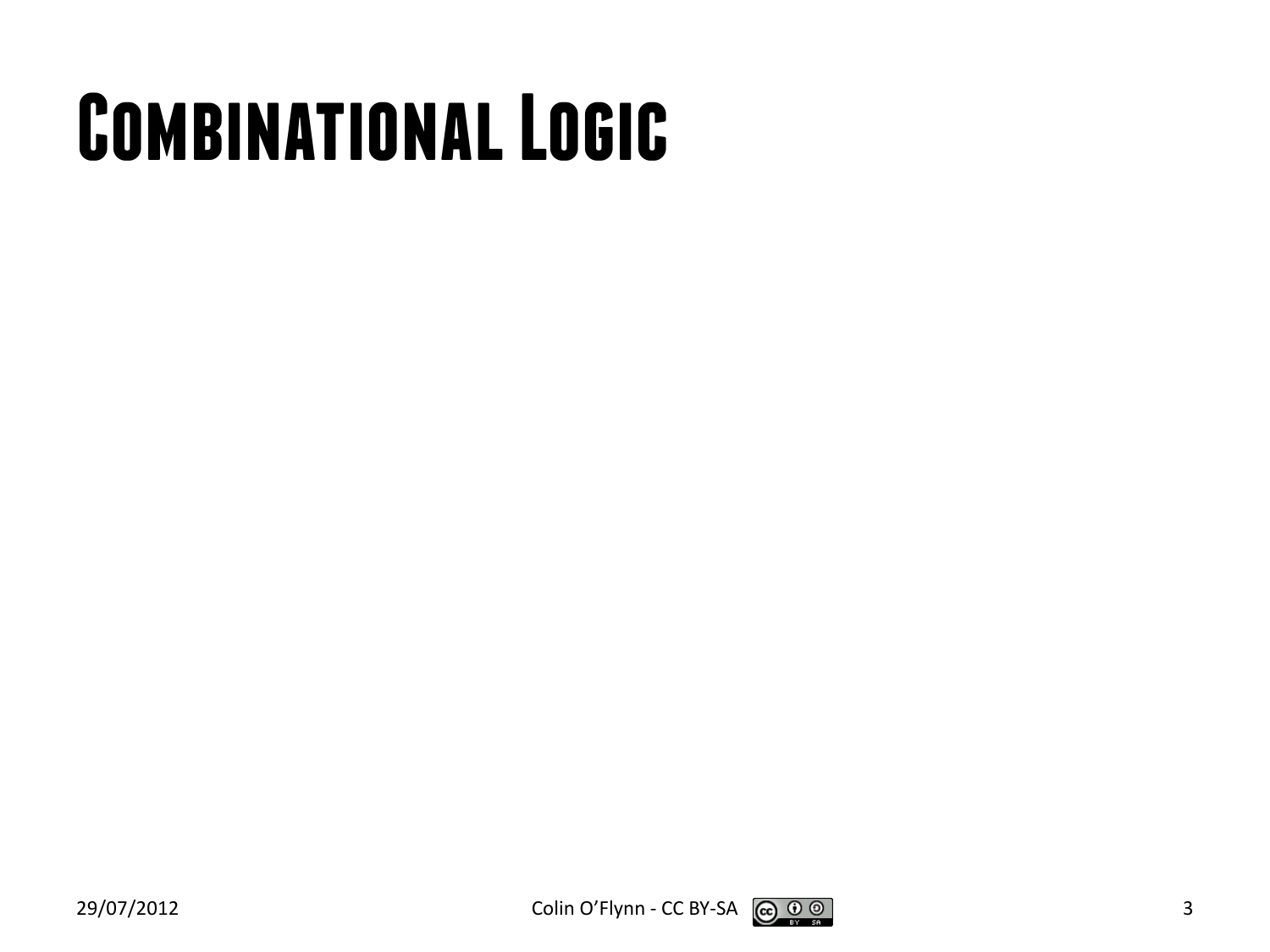# Combinational Logic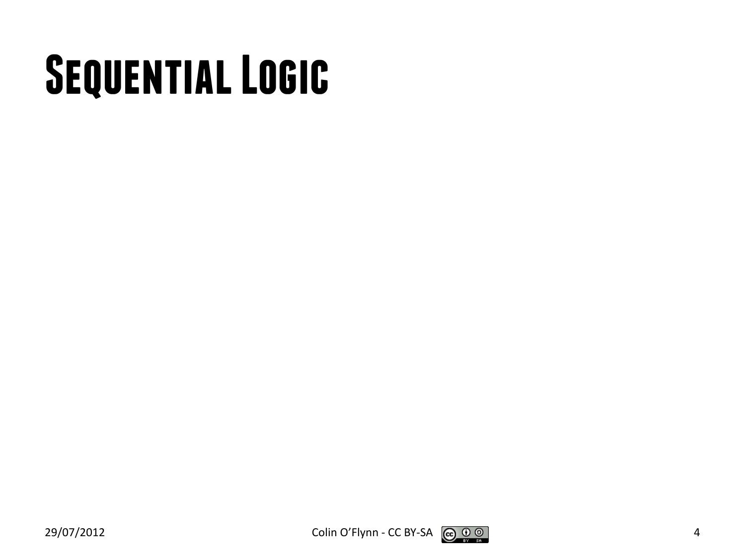# Sequential Logic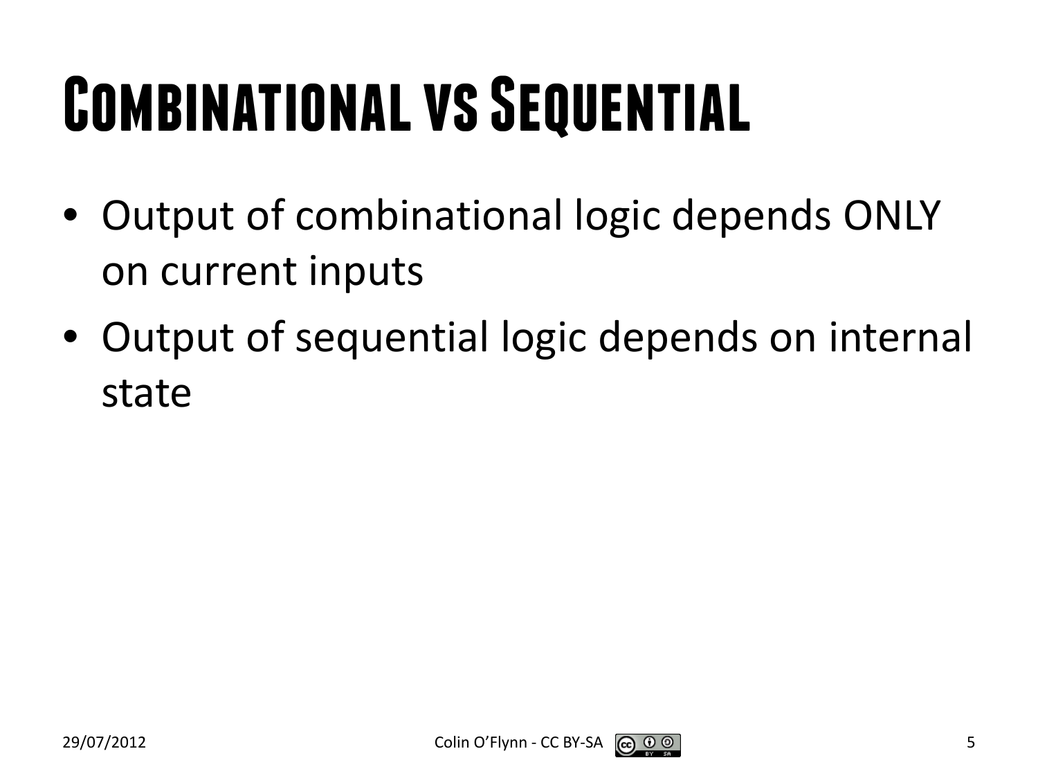# Combinational vs Sequential

- Output of combinational logic depends ONLY on current inputs
- Output of sequential logic depends on internal state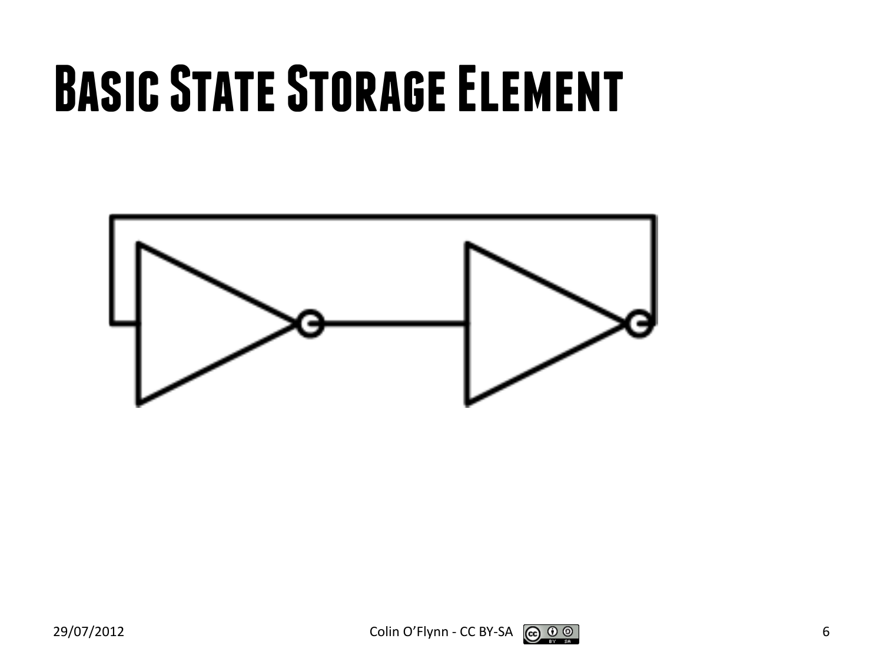# Basic State Storage Element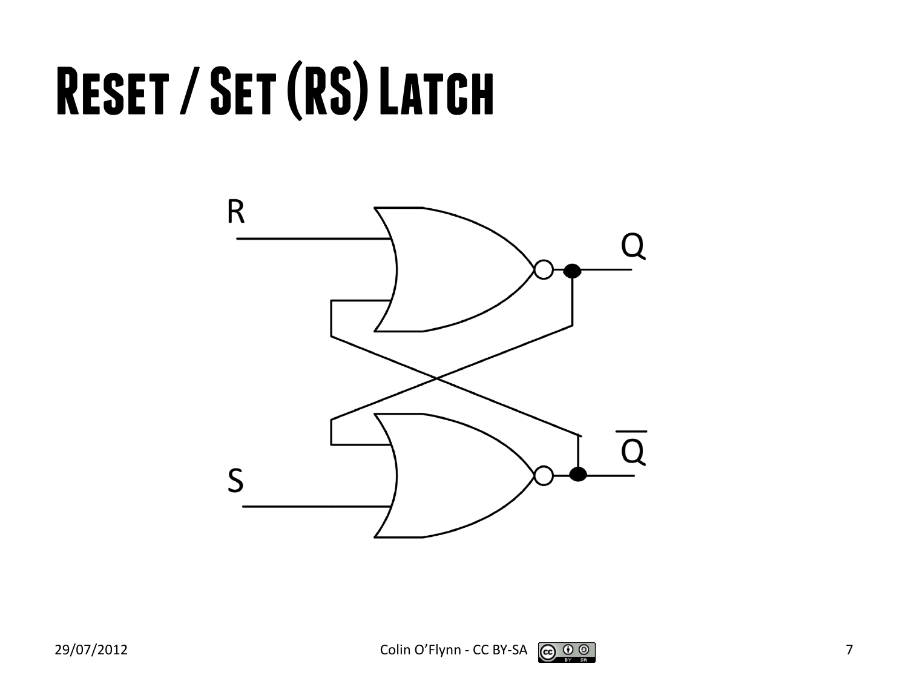# Reset / Set (RS) Latch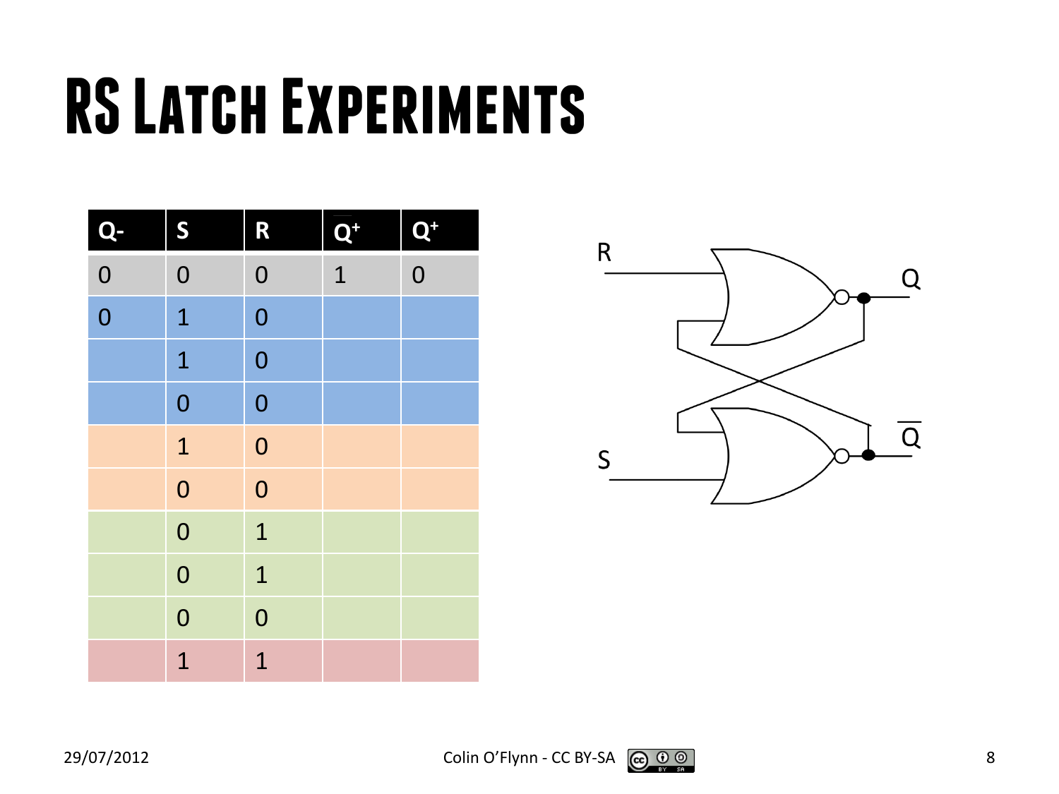# RS Latch Experiments

| Q- | S | R | $\overline{Q}^{+}$ | $Q^{+}$ |
|---|---|---|---|---|
| 0 | 0 | 0 | 1 | 0 |
| 0 | 1 | 0 | | |
| | 1 | 0 | | |
| | 0 | 0 | | |
| | 1 | 0 | | |
| | 0 | 0 | | |
| | 0 | 1 | | |
| | 0 | 1 | | |
| | 0 | 0 | | |
| | 1 | 1 | | |

R

Q

S

$\overline{Q}$

Colin O'Flynn - CC BY-SA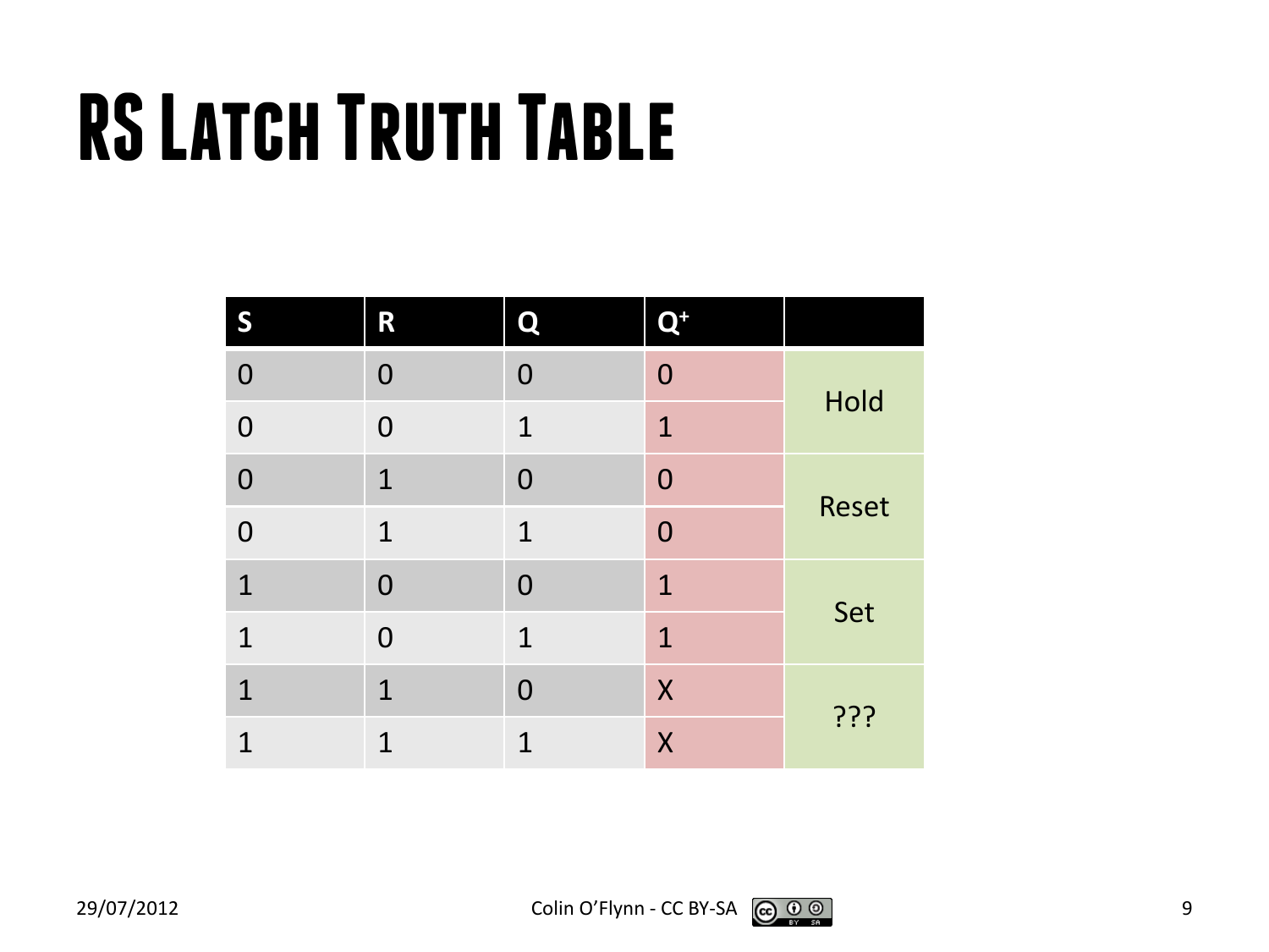# RS Latch Truth Table

| S | R | Q | $Q^+$ | |
|---|---|---|---|---|
| 0 | 0 | 0 | 0 | Hold |
| 0 | 0 | 1 | 1 | |
| 0 | 1 | 0 | 0 | Reset |
| 0 | 1 | 1 | 0 | |
| 1 | 0 | 0 | 1 | Set |
| 1 | 0 | 1 | 1 | |
| 1 | 1 | 0 | X | ??? |
| 1 | 1 | 1 | X | |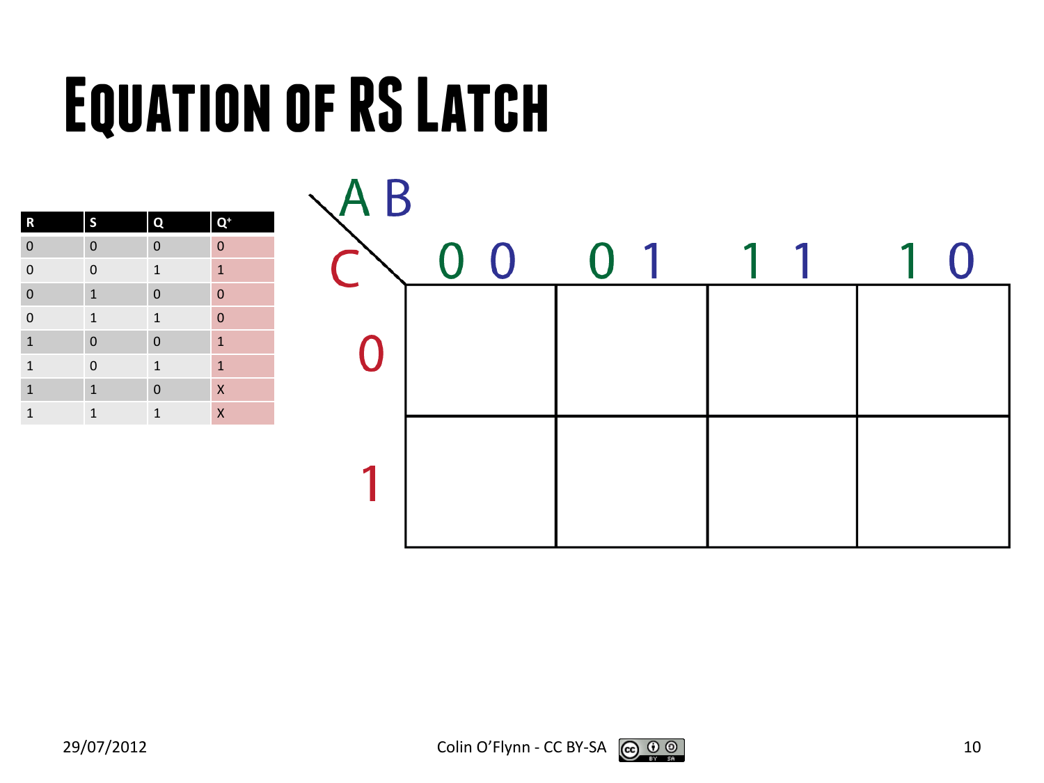# Equation of RS Latch

| R | S | Q | $Q^+$ |
|---|---|---|---|
| 0 | 0 | 0 | 0 |
| 0 | 0 | 1 | 1 |
| 0 | 1 | 0 | 0 |
| 0 | 1 | 1 | 0 |
| 1 | 0 | 0 | 1 |
| 1 | 0 | 1 | 1 |
| 1 | 1 | 0 | X |
| 1 | 1 | 1 | X |

| C \ AB | 0 0 | 0 1 | 1 1 | 1 0 |
|---|---|---|---|---|
| 0 | | | | |
| 1 | | | | |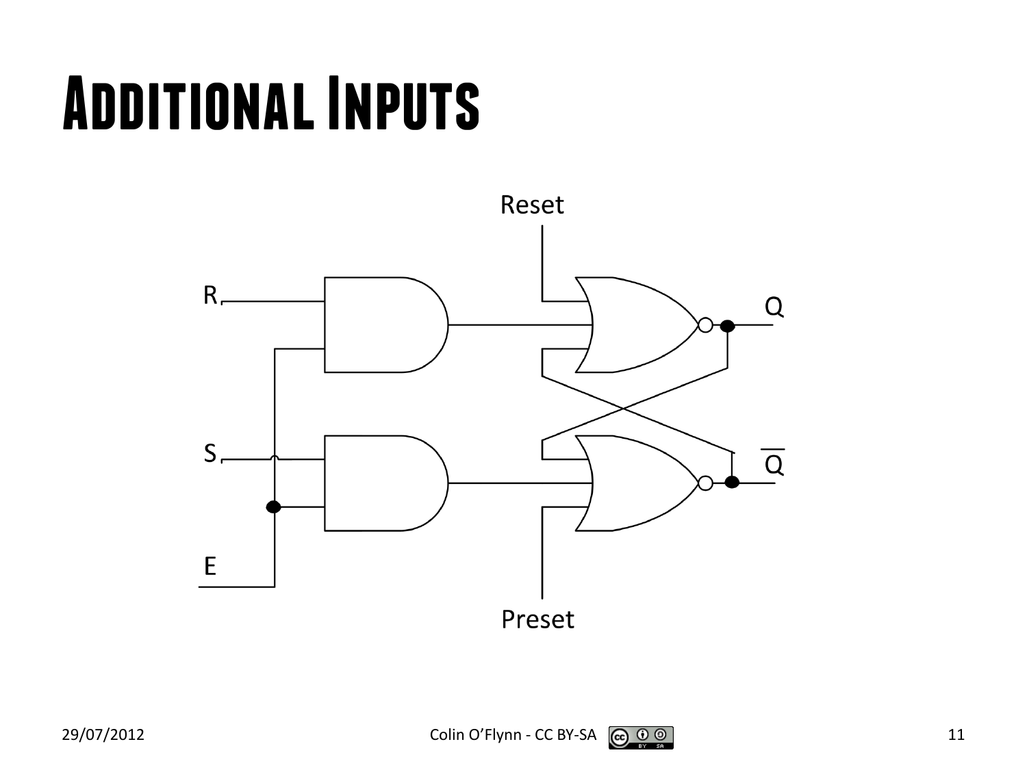# Additional Inputs

Reset

R

Q

S

$\overline{Q}$

E

Preset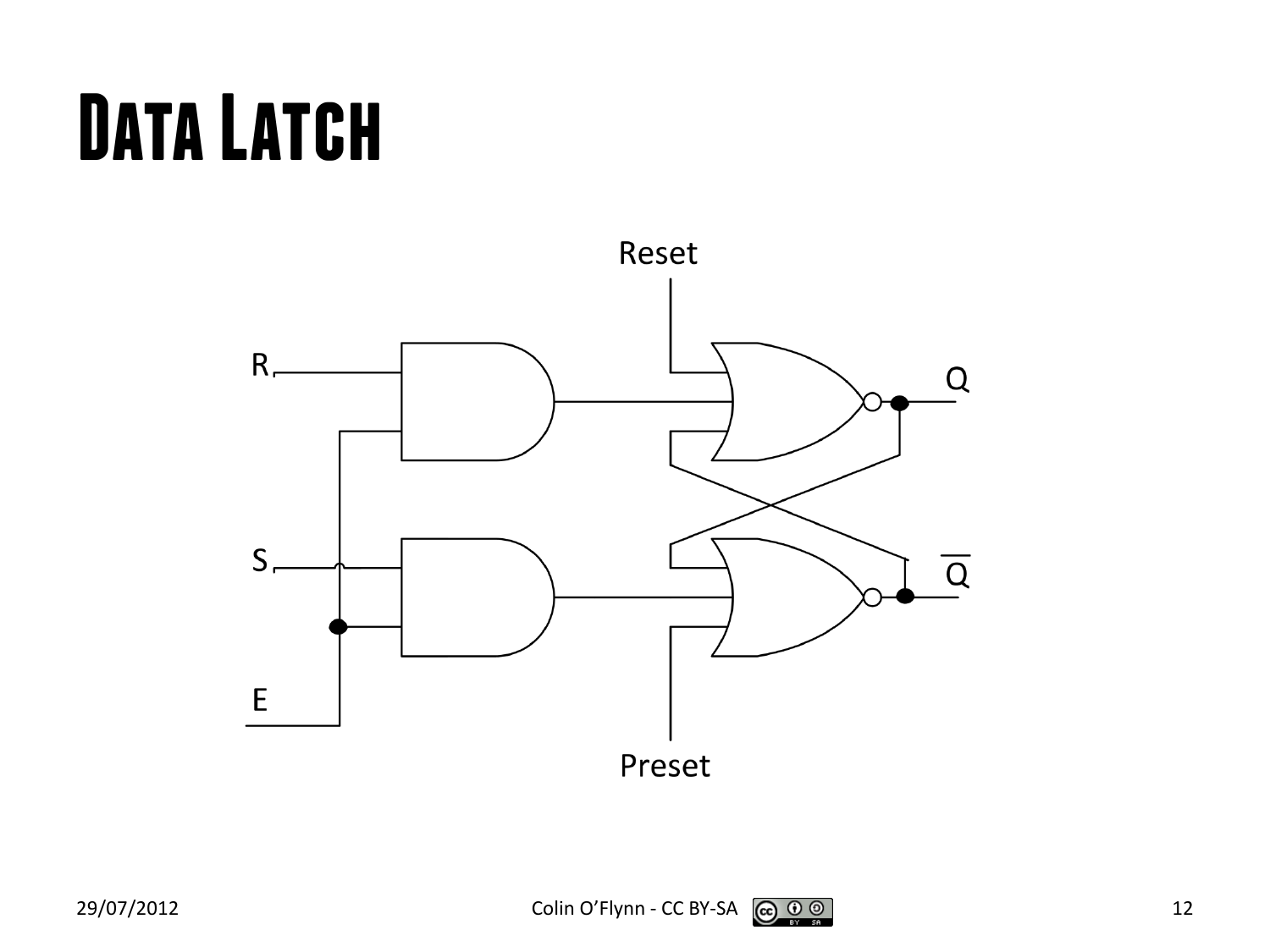# Data Latch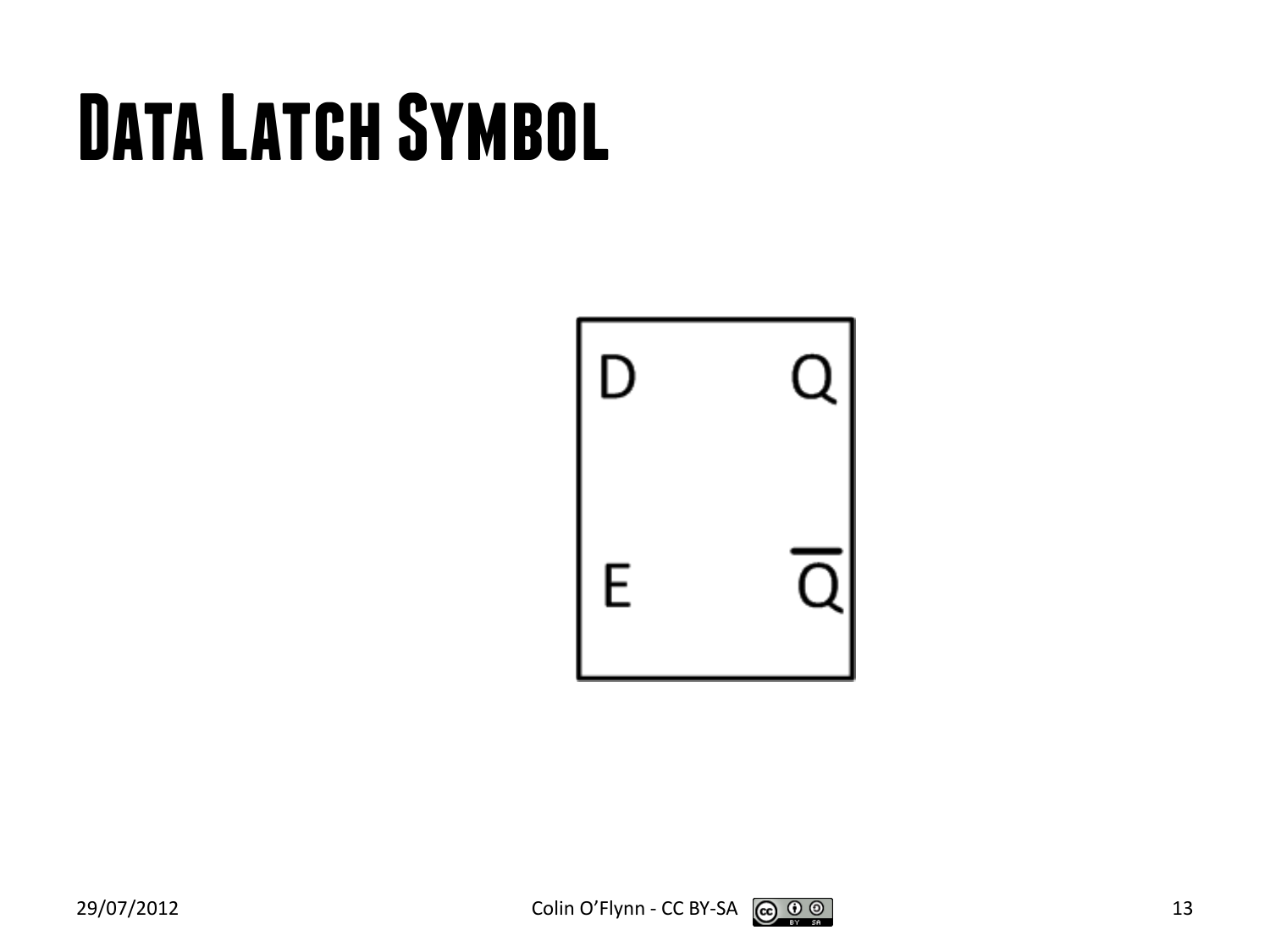# Data Latch Symbol

D Q

E $\overline{Q}$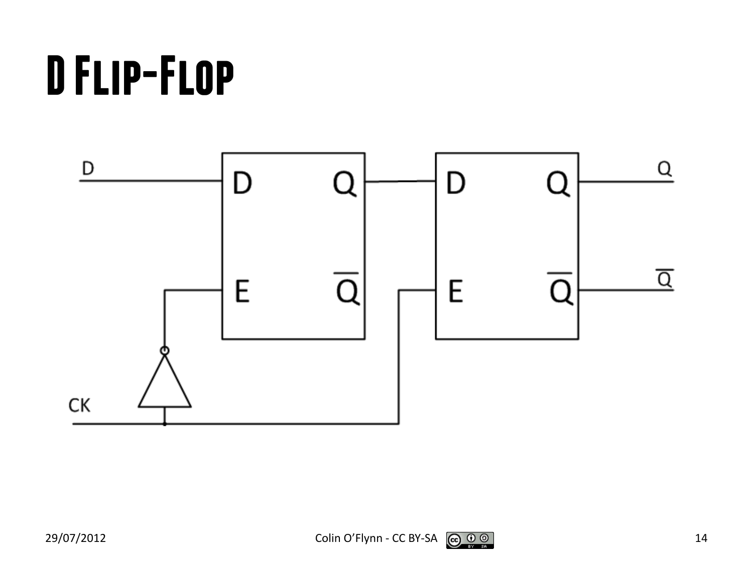# D Flip-Flop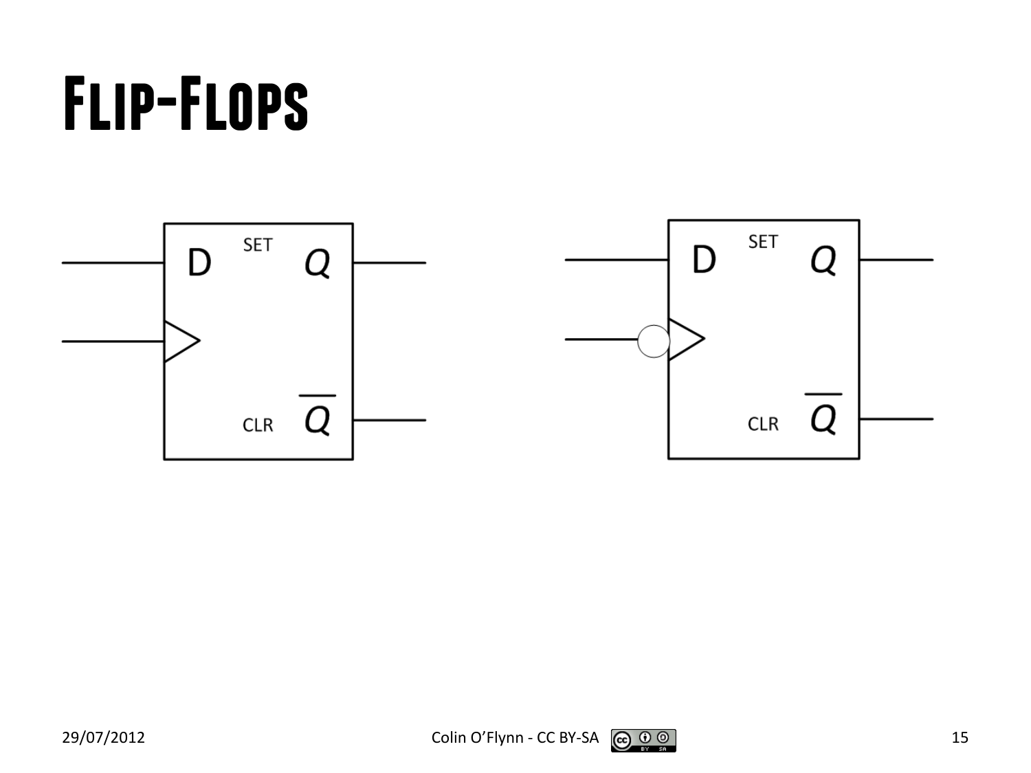# Flip-Flops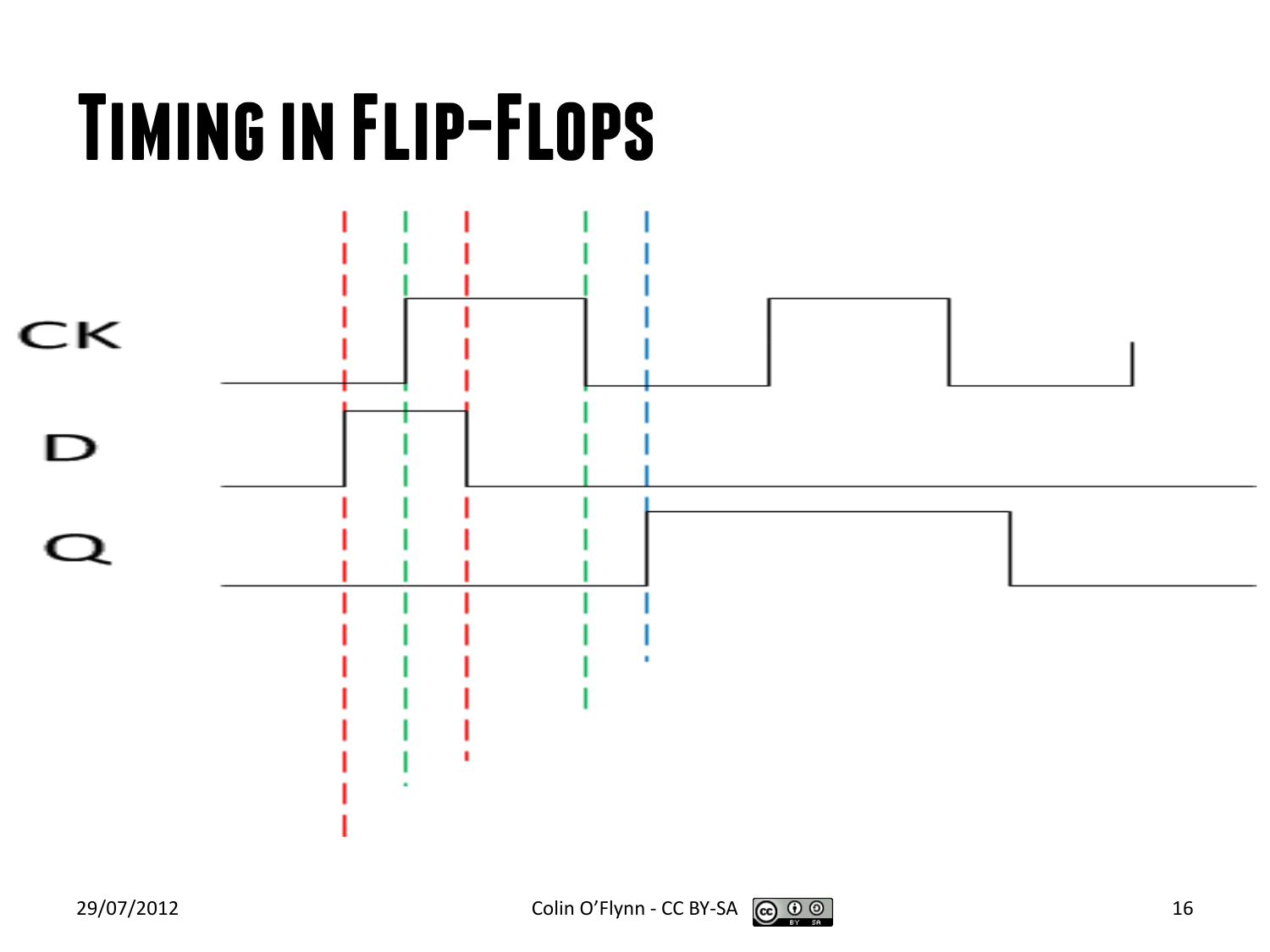# Timing in Flip-Flops

CK

D

Q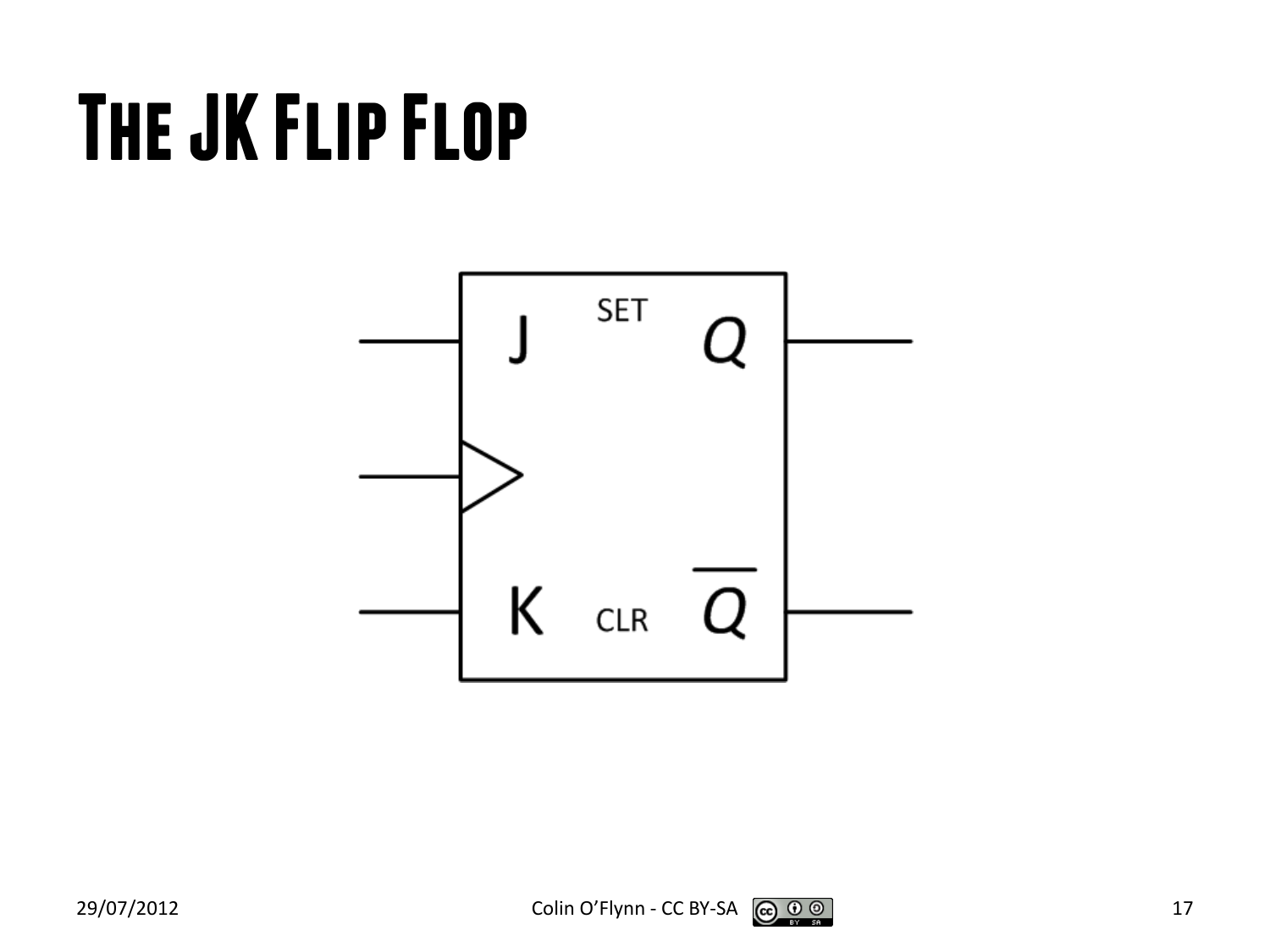# The JK Flip Flop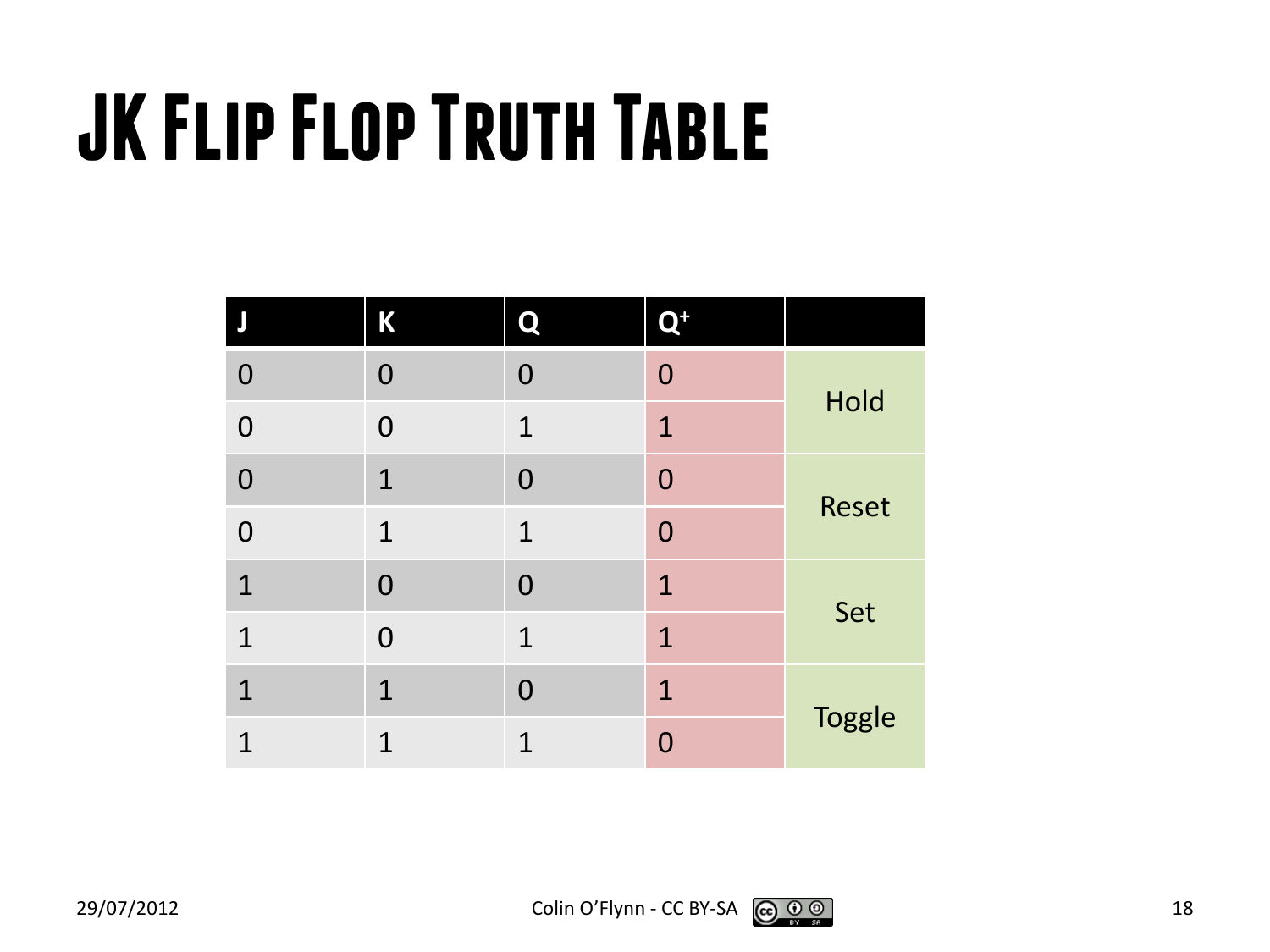# JK Flip Flop Truth Table

| J | K | Q | $Q^+$ | |
|---|---|---|---|---|
| 0 | 0 | 0 | 0 | Hold |
| 0 | 0 | 1 | 1 | |
| 0 | 1 | 0 | 0 | Reset |
| 0 | 1 | 1 | 0 | |
| 1 | 0 | 0 | 1 | Set |
| 1 | 0 | 1 | 1 | |
| 1 | 1 | 0 | 1 | Toggle |
| 1 | 1 | 1 | 0 | |

29/07/2012 Colin O'Flynn - CC BY-SA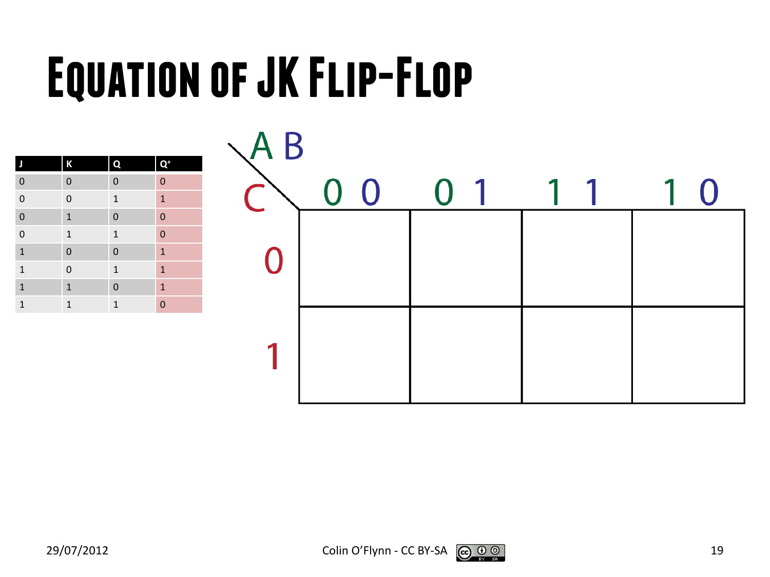# Equation of JK Flip-Flop

| J | K | Q | $Q^+$ |
|---|---|---|---|
| 0 | 0 | 0 | 0 |
| 0 | 0 | 1 | 1 |
| 0 | 1 | 0 | 0 |
| 0 | 1 | 1 | 0 |
| 1 | 0 | 0 | 1 |
| 1 | 0 | 1 | 1 |
| 1 | 1 | 0 | 1 |
| 1 | 1 | 1 | 0 |

| C \ AB | 0 0 | 0 1 | 1 1 | 1 0 |
|---|---|---|---|---|
| 0 | | | | |
| 1 | | | | |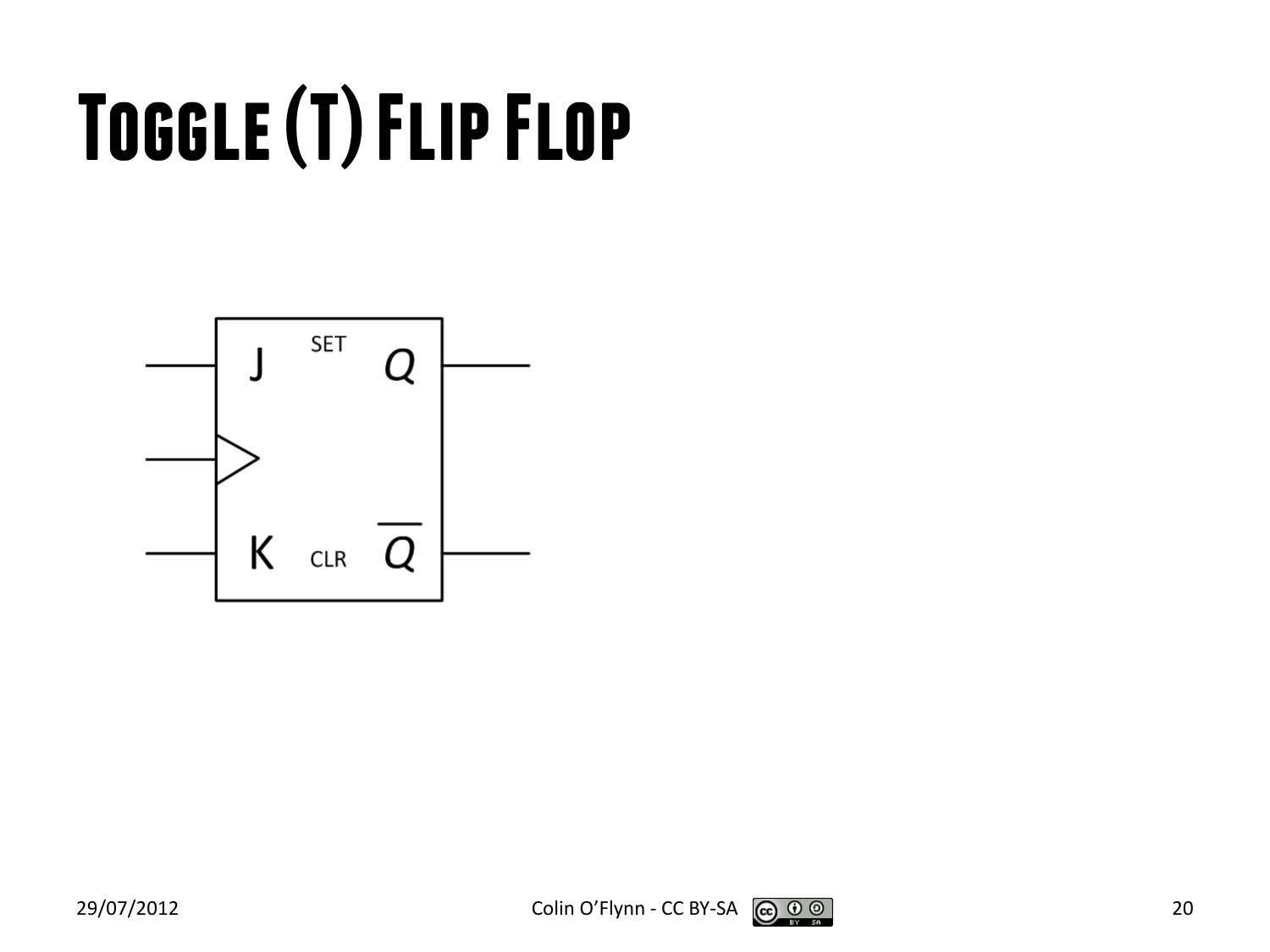# Toggle (T) Flip Flop

J SET $Q$

K CLR $\overline{Q}$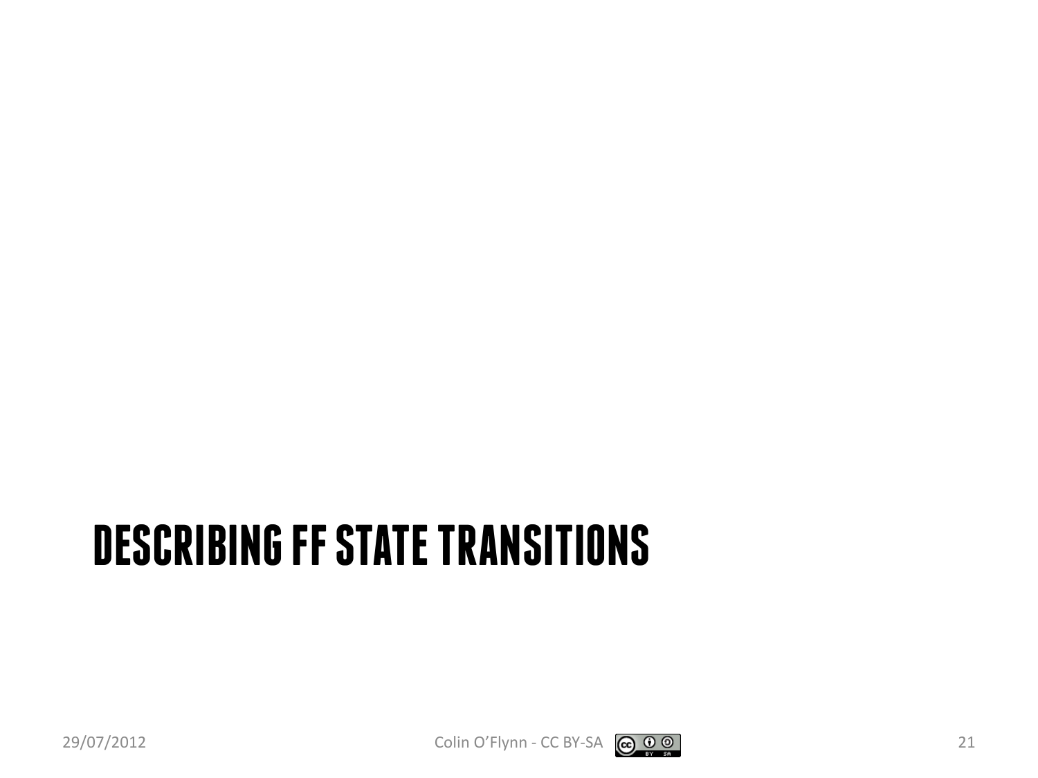# DESCRIBING FF STATE TRANSITIONS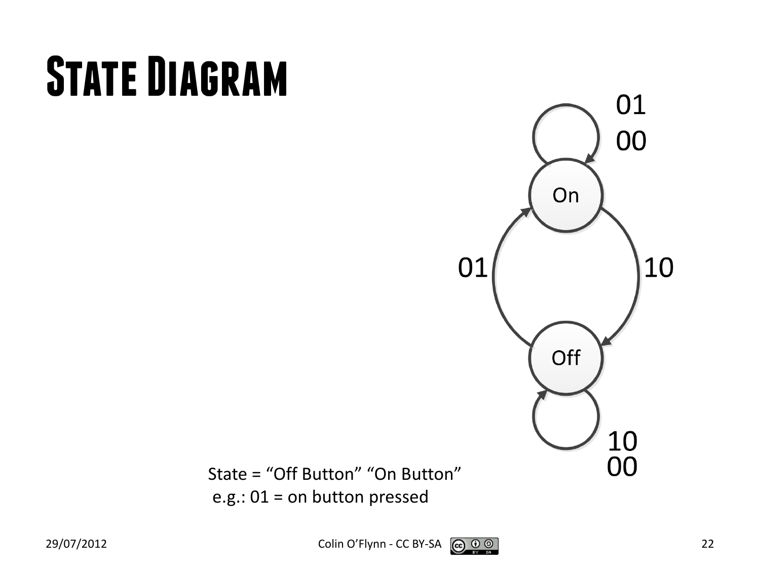# State Diagram

State = "Off Button" "On Button"
e.g.: 01 = on button pressed

On

Off

01
00

01

10

10
00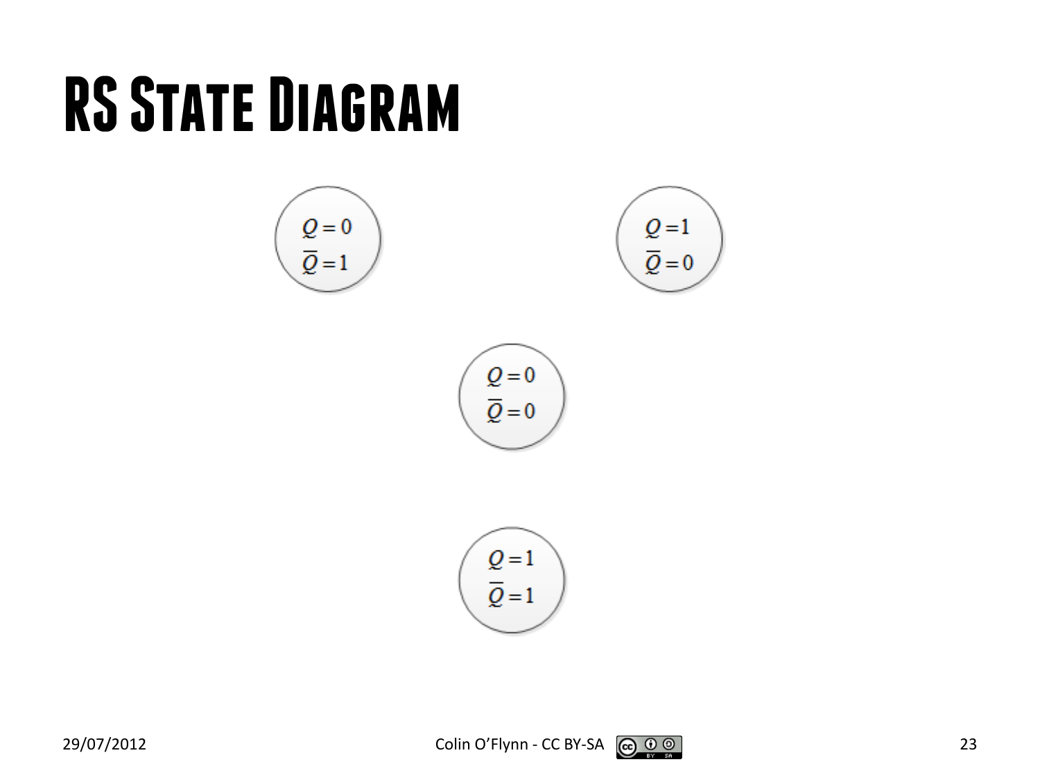# RS State Diagram

$Q = 0$
$\overline{Q} = 1$

$Q = 1$
$\overline{Q} = 0$

$Q = 0$
$\overline{Q} = 0$

$Q = 1$
$\overline{Q} = 1$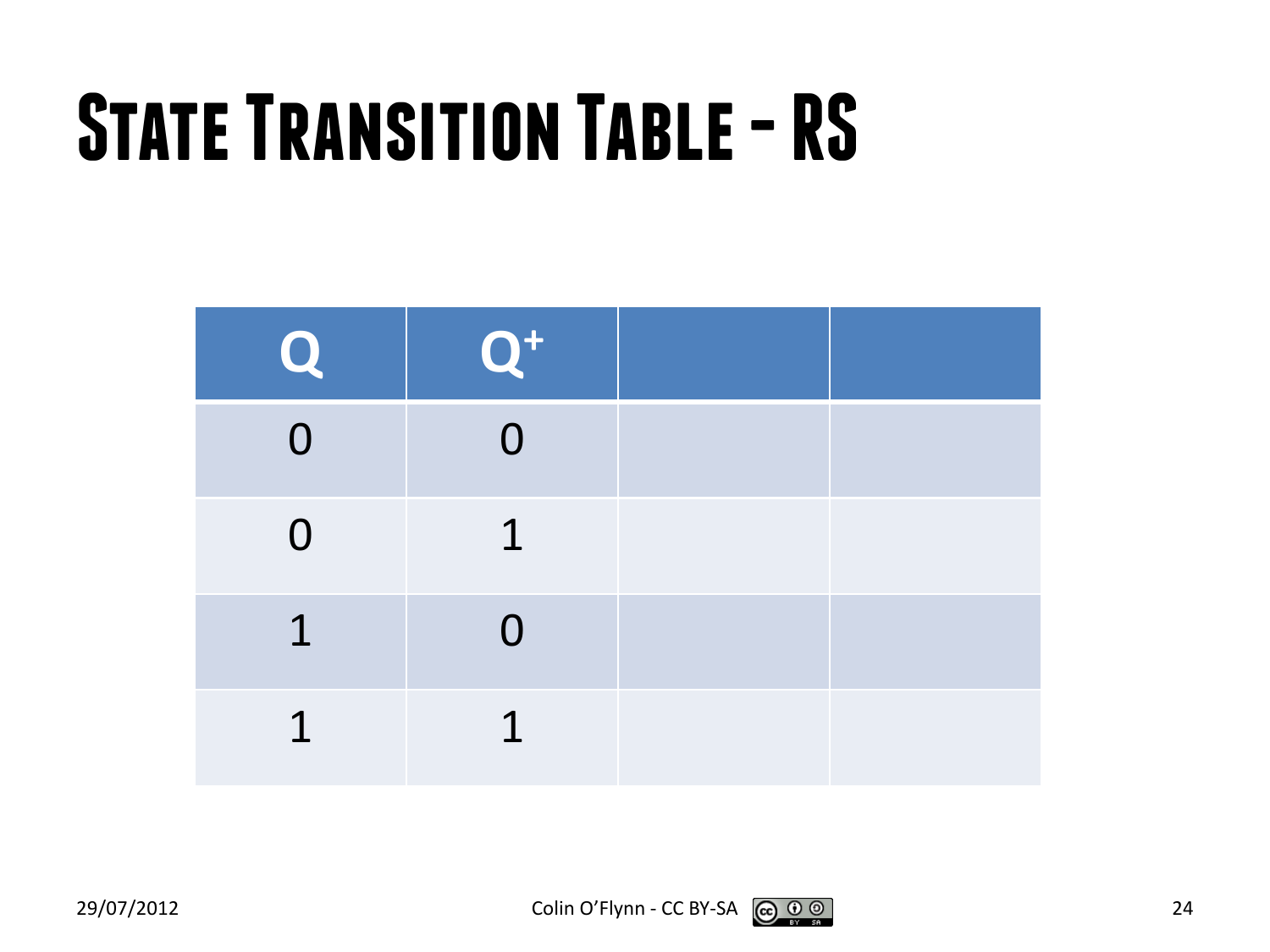# State Transition Table - RS

| $Q$ | $Q^+$ | | |
|---|---|---|---|
| 0 | 0 | | |
| 0 | 1 | | |
| 1 | 0 | | |
| 1 | 1 | | |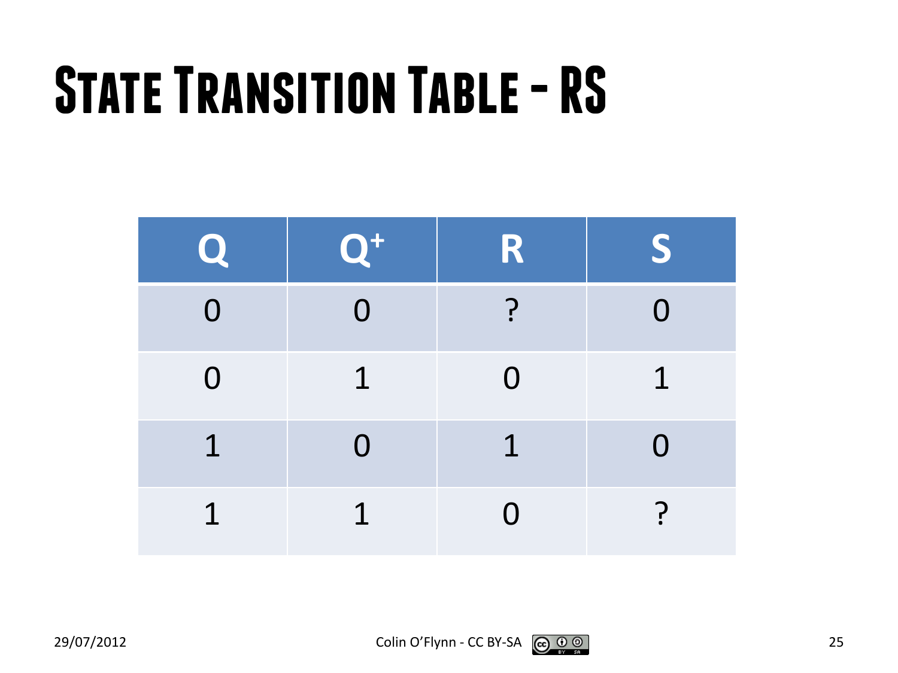# State Transition Table - RS

| Q | $Q^+$ | R | S |
|---|---|---|---|
| 0 | 0 | ? | 0 |
| 0 | 1 | 0 | 1 |
| 1 | 0 | 1 | 0 |
| 1 | 1 | 0 | ? |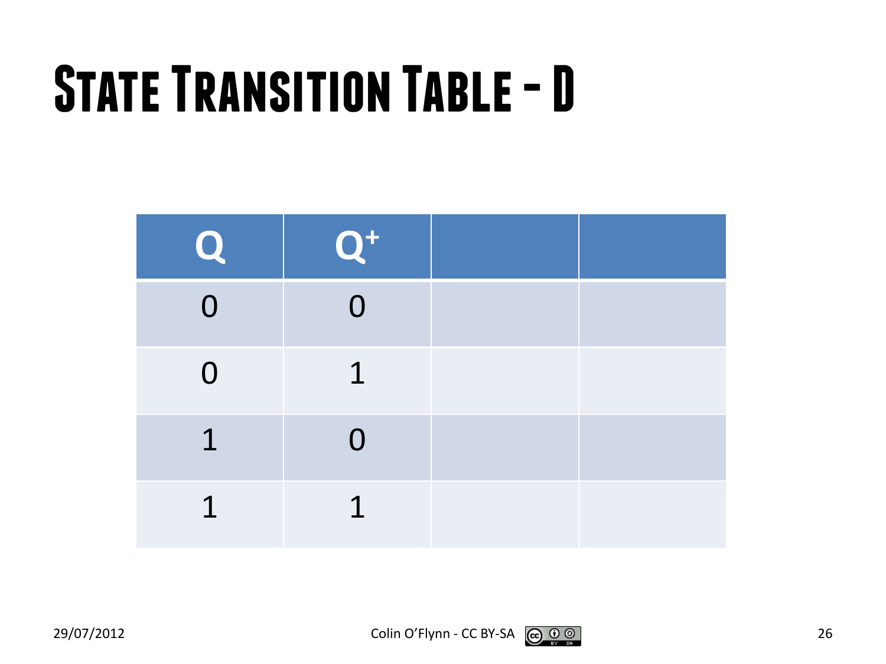# State Transition Table - D

| Q | $Q^+$ | | |
|---|---|---|---|
| 0 | 0 | | |
| 0 | 1 | | |
| 1 | 0 | | |
| 1 | 1 | | |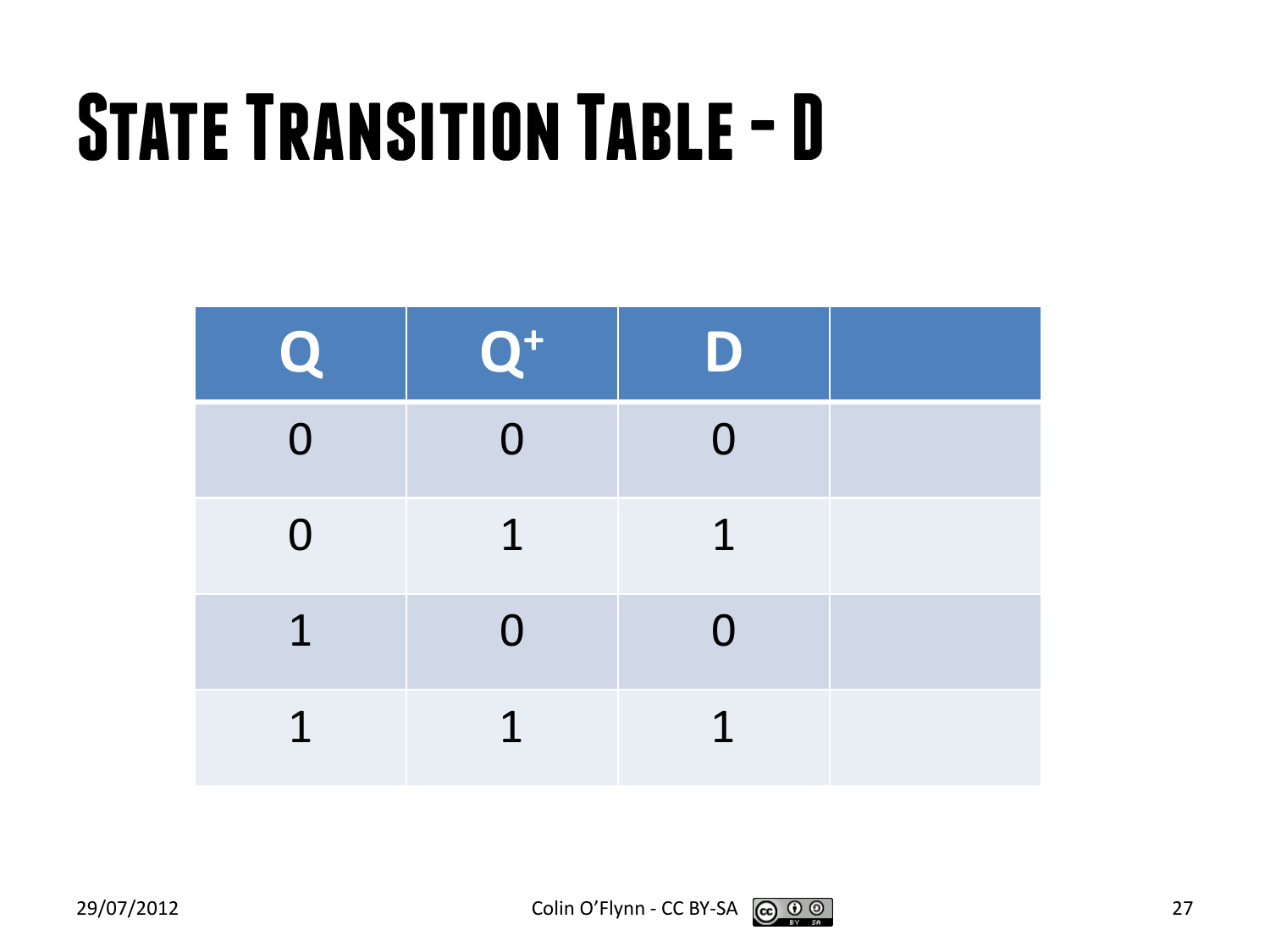# State Transition Table - D

| Q | $Q^+$ | D | |
|---|---|---|---|
| 0 | 0 | 0 | |
| 0 | 1 | 1 | |
| 1 | 0 | 0 | |
| 1 | 1 | 1 | |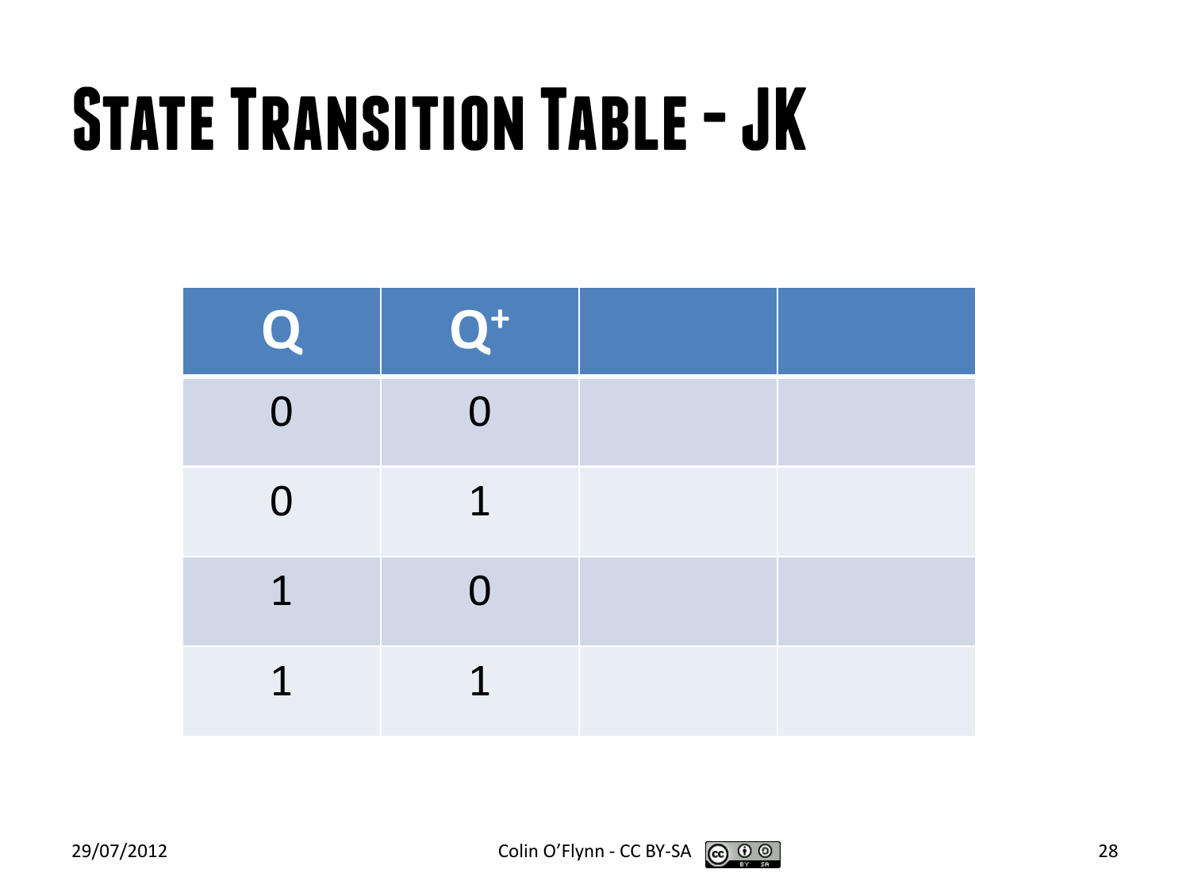# State Transition Table - JK

| Q | $Q^+$ | | |
|---|---|---|---|
| 0 | 0 | | |
| 0 | 1 | | |
| 1 | 0 | | |
| 1 | 1 | | |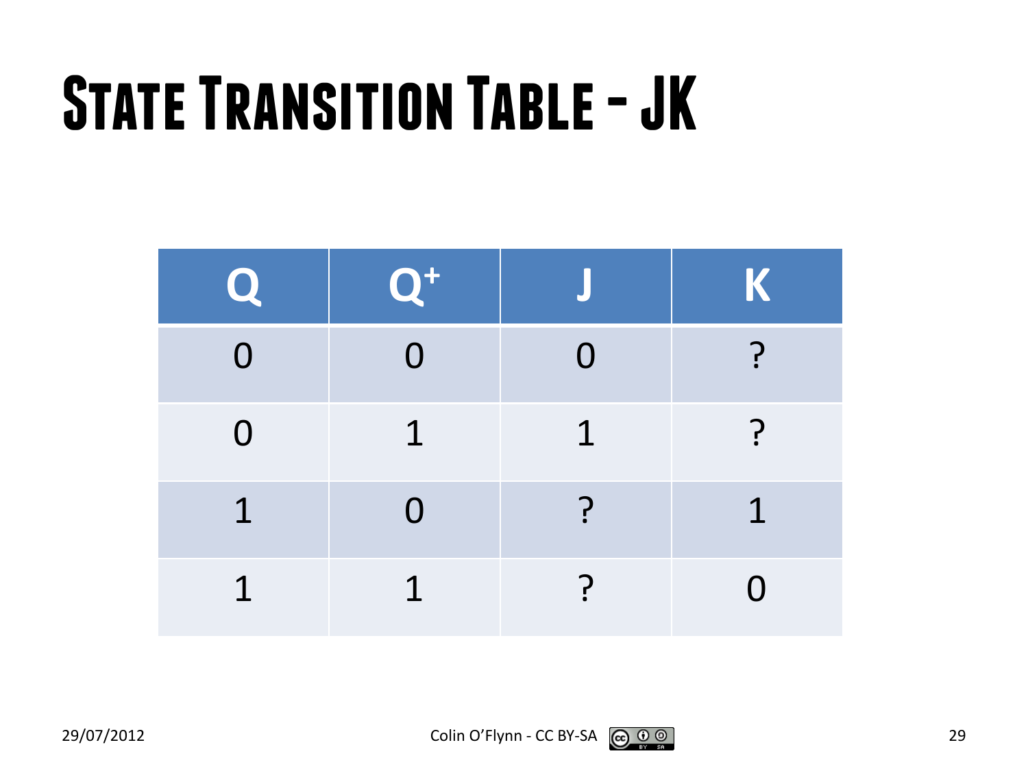# State Transition Table - JK

| Q | $Q^+$ | J | K |
|---|---|---|---|
| 0 | 0 | 0 | ? |
| 0 | 1 | 1 | ? |
| 1 | 0 | ? | 1 |
| 1 | 1 | ? | 0 |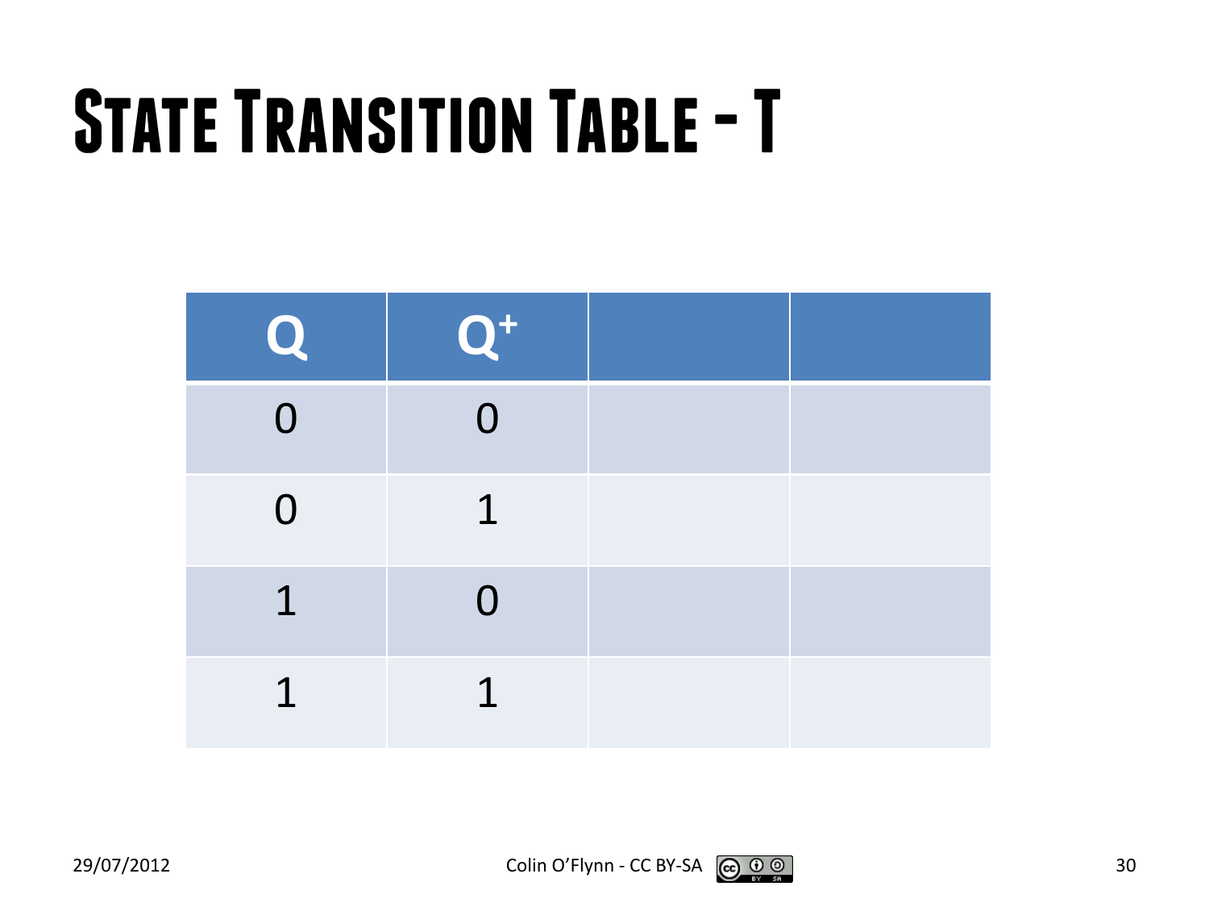# State Transition Table - T

| $Q$ | $Q^+$ | | |
|---|---|---|---|
| 0 | 0 | | |
| 0 | 1 | | |
| 1 | 0 | | |
| 1 | 1 | | |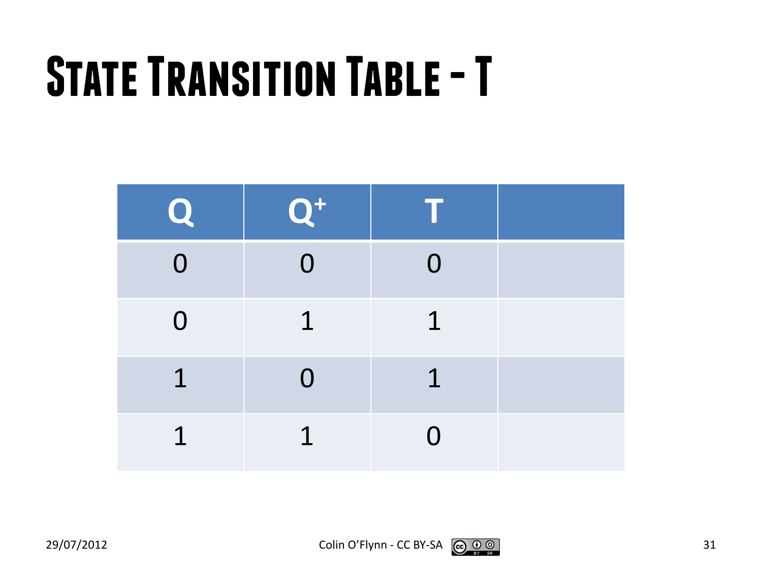# State Transition Table - T

| Q | $Q^+$ | T | |
|---|---|---|---|
| 0 | 0 | 0 | |
| 0 | 1 | 1 | |
| 1 | 0 | 1 | |
| 1 | 1 | 0 | |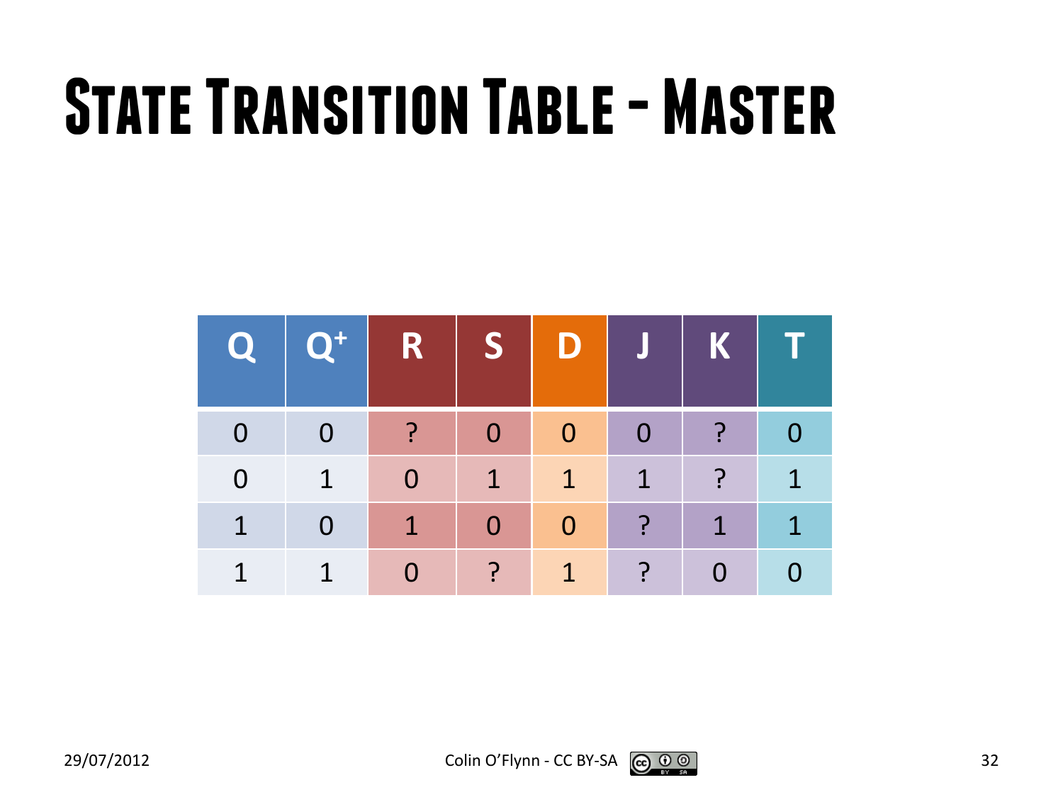# State Transition Table - Master

| Q | $Q^+$ | R | S | D | J | K | T |
|---|---|---|---|---|---|---|---|
| 0 | 0 | ? | 0 | 0 | 0 | ? | 0 |
| 0 | 1 | 0 | 1 | 1 | 1 | ? | 1 |
| 1 | 0 | 1 | 0 | 0 | ? | 1 | 1 |
| 1 | 1 | 0 | ? | 1 | ? | 0 | 0 |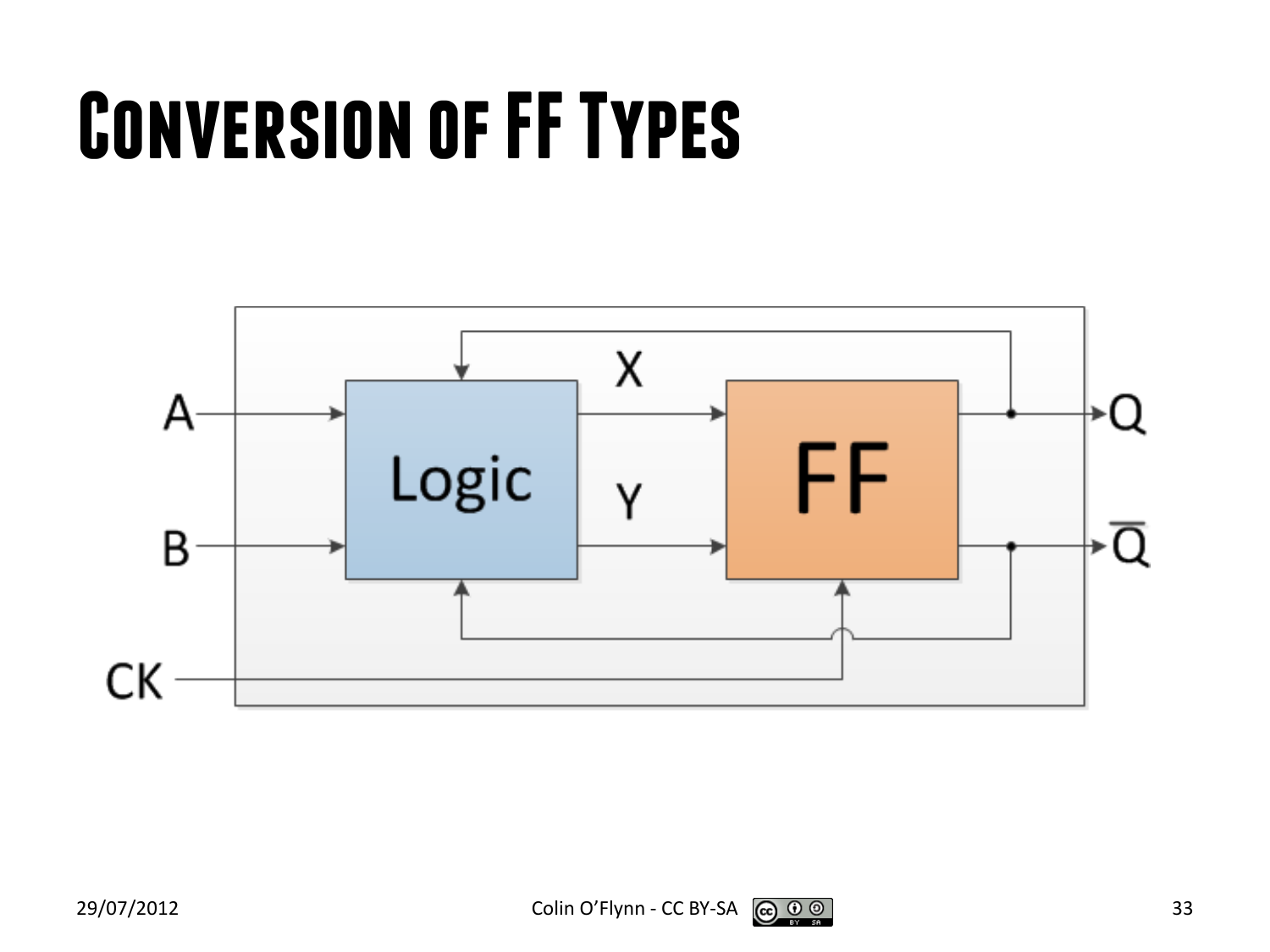# Conversion of FF Types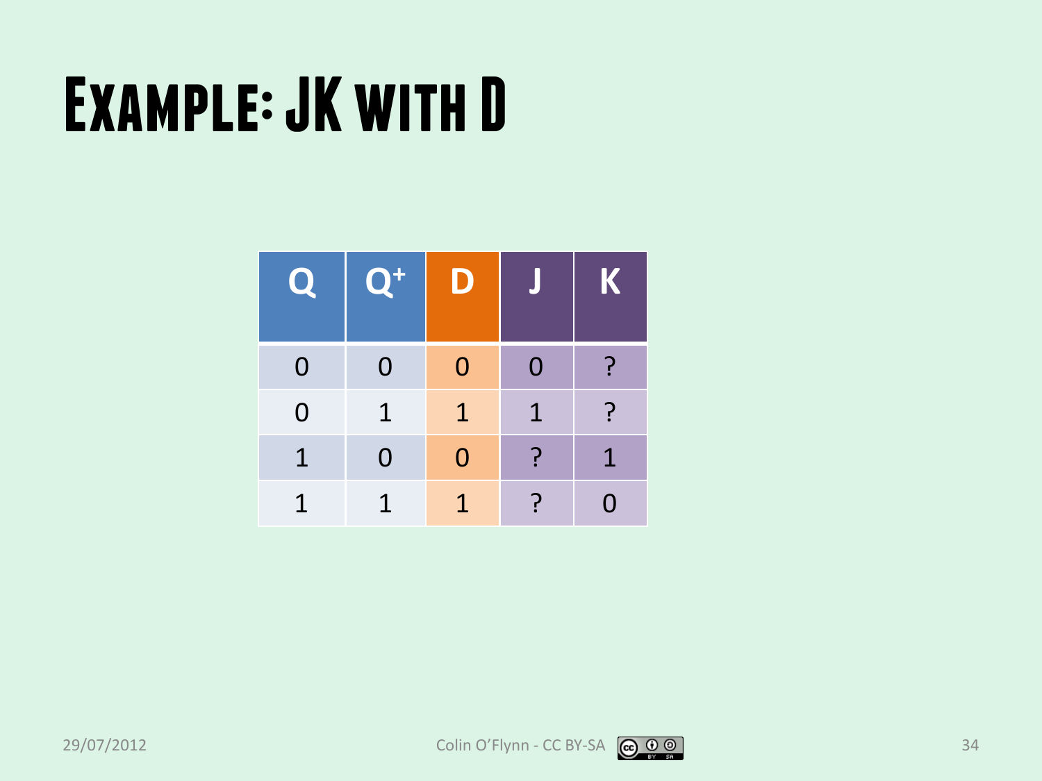# Example: JK with D

| Q | $Q^+$ | D | J | K |
|---|---|---|---|---|
| 0 | 0 | 0 | 0 | ? |
| 0 | 1 | 1 | 1 | ? |
| 1 | 0 | 0 | ? | 1 |
| 1 | 1 | 1 | ? | 0 |

29/07/2012 Colin O'Flynn - CC BY-SA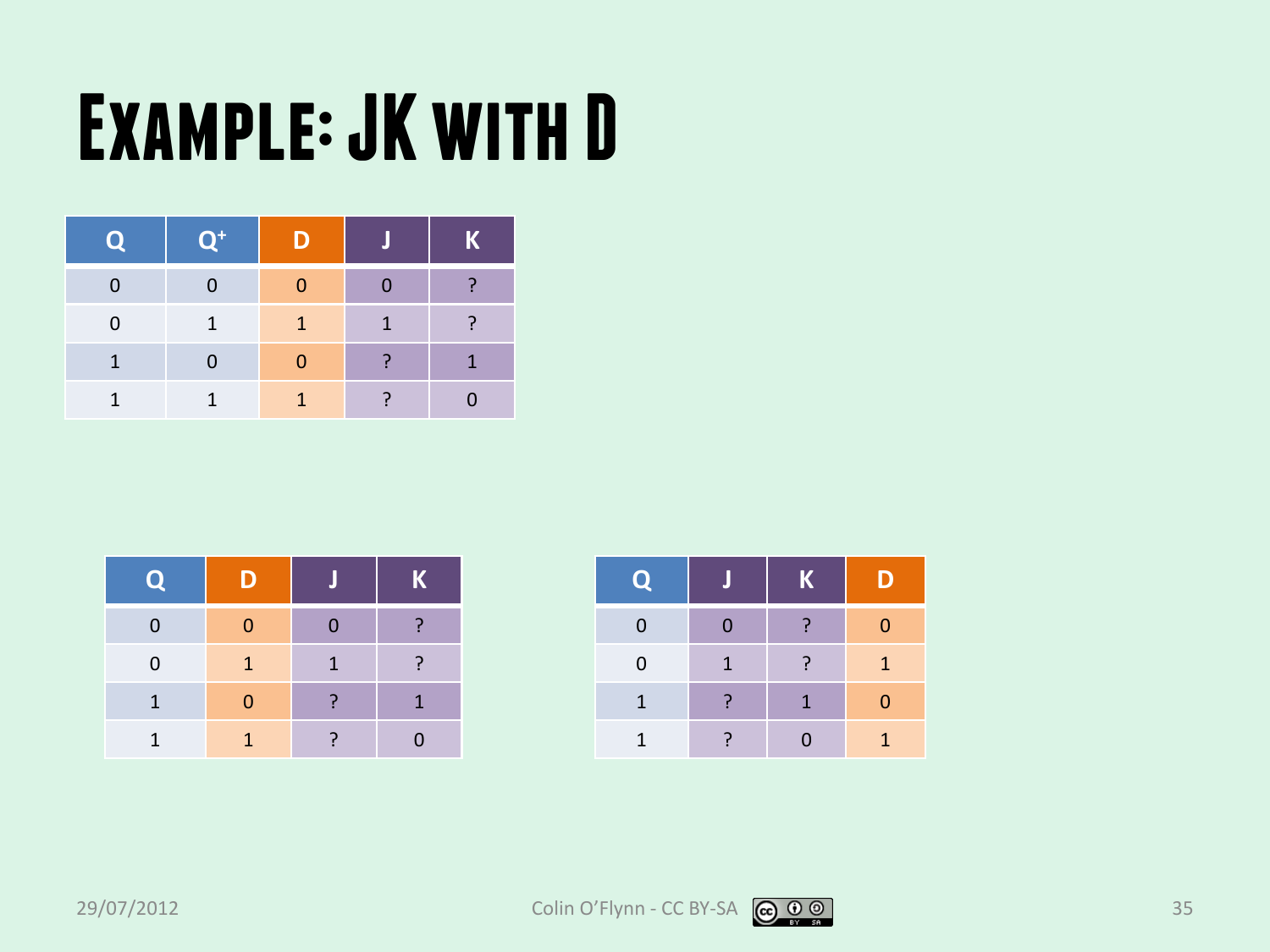# Example: JK with D

| Q | $Q^+$ | D | J | K |
|---|---|---|---|---|
| 0 | 0 | 0 | 0 | ? |
| 0 | 1 | 1 | 1 | ? |
| 1 | 0 | 0 | ? | 1 |
| 1 | 1 | 1 | ? | 0 |

| Q | D | J | K |
|---|---|---|---|
| 0 | 0 | 0 | ? |
| 0 | 1 | 1 | ? |
| 1 | 0 | ? | 1 |
| 1 | 1 | ? | 0 |

| Q | J | K | D |
|---|---|---|---|
| 0 | 0 | ? | 0 |
| 0 | 1 | ? | 1 |
| 1 | ? | 1 | 0 |
| 1 | ? | 0 | 1 |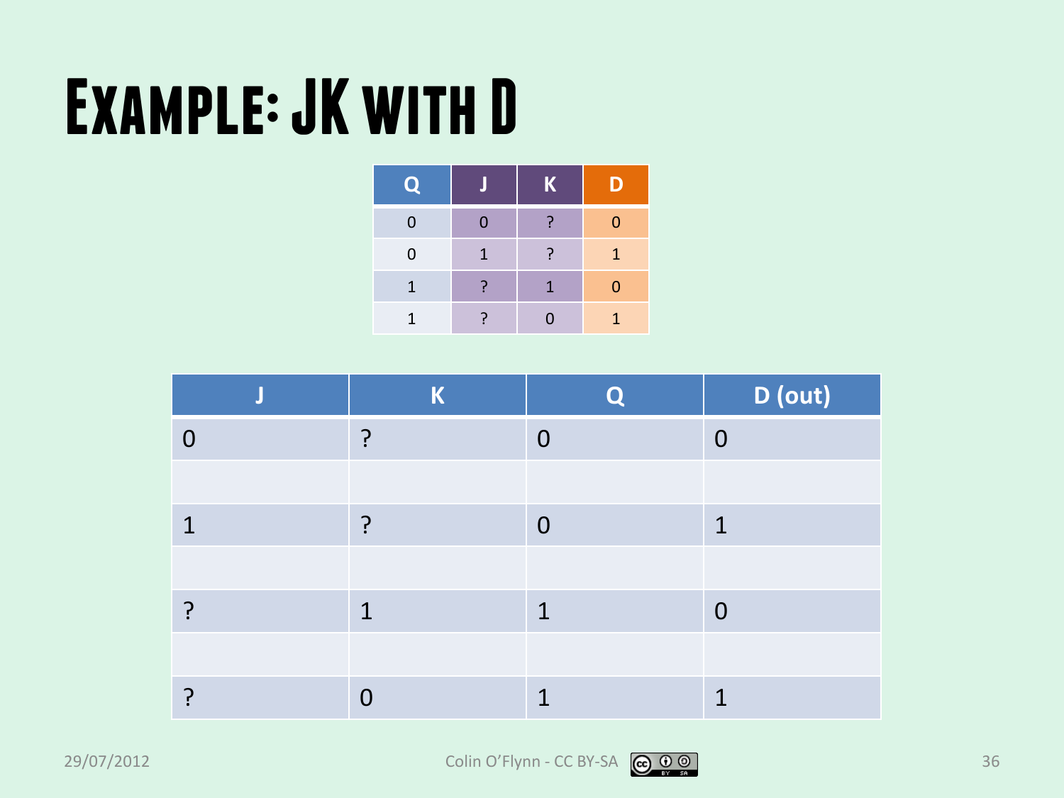# Example: JK with D

| Q | J | K | D |
|---|---|---|---|
| 0 | 0 | ? | 0 |
| 0 | 1 | ? | 1 |
| 1 | ? | 1 | 0 |
| 1 | ? | 0 | 1 |

| J | K | Q | D (out) |
|---|---|---|---|
| 0 | ? | 0 | 0 |
| | | | |
| 1 | ? | 0 | 1 |
| | | | |
| ? | 1 | 1 | 0 |
| | | | |
| ? | 0 | 1 | 1 |

29/07/2012 Colin O'Flynn - CC BY-SA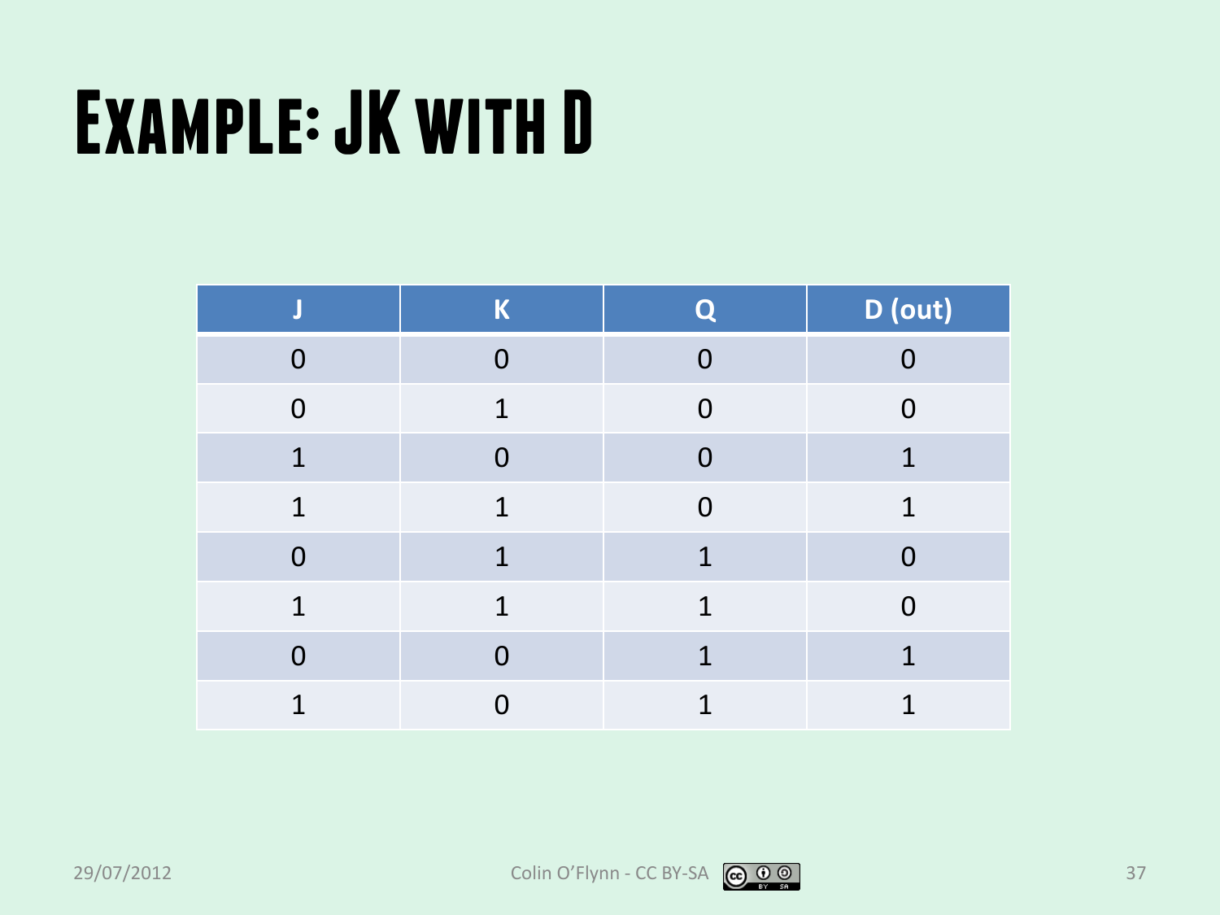# Example: JK with D

| J | K | Q | D (out) |
|---|---|---|---|
| 0 | 0 | 0 | 0 |
| 0 | 1 | 0 | 0 |
| 1 | 0 | 0 | 1 |
| 1 | 1 | 0 | 1 |
| 0 | 1 | 1 | 0 |
| 1 | 1 | 1 | 0 |
| 0 | 0 | 1 | 1 |
| 1 | 0 | 1 | 1 |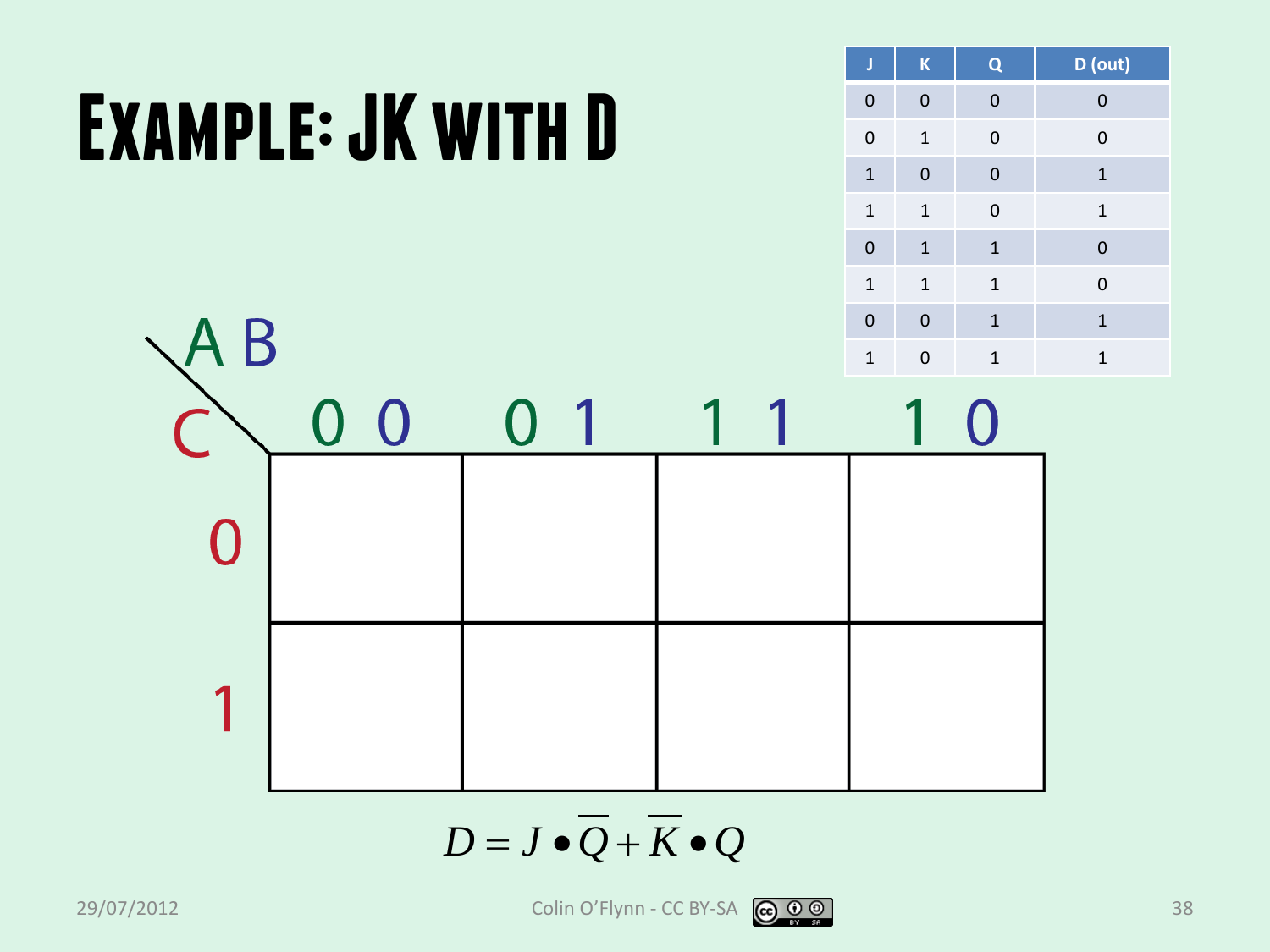# Example: JK with D

| J | K | Q | D (out) |
|---|---|---|---|
| 0 | 0 | 0 | 0 |
| 0 | 1 | 0 | 0 |
| 1 | 0 | 0 | 1 |
| 1 | 1 | 0 | 1 |
| 0 | 1 | 1 | 0 |
| 1 | 1 | 1 | 0 |
| 0 | 0 | 1 | 1 |
| 1 | 0 | 1 | 1 |

| C \ AB | 00 | 01 | 11 | 10 |
|---|---|---|---|---|
| 0 | | | | |
| 1 | | | | |

$$D = J \bullet \overline{Q} + \overline{K} \bullet Q$$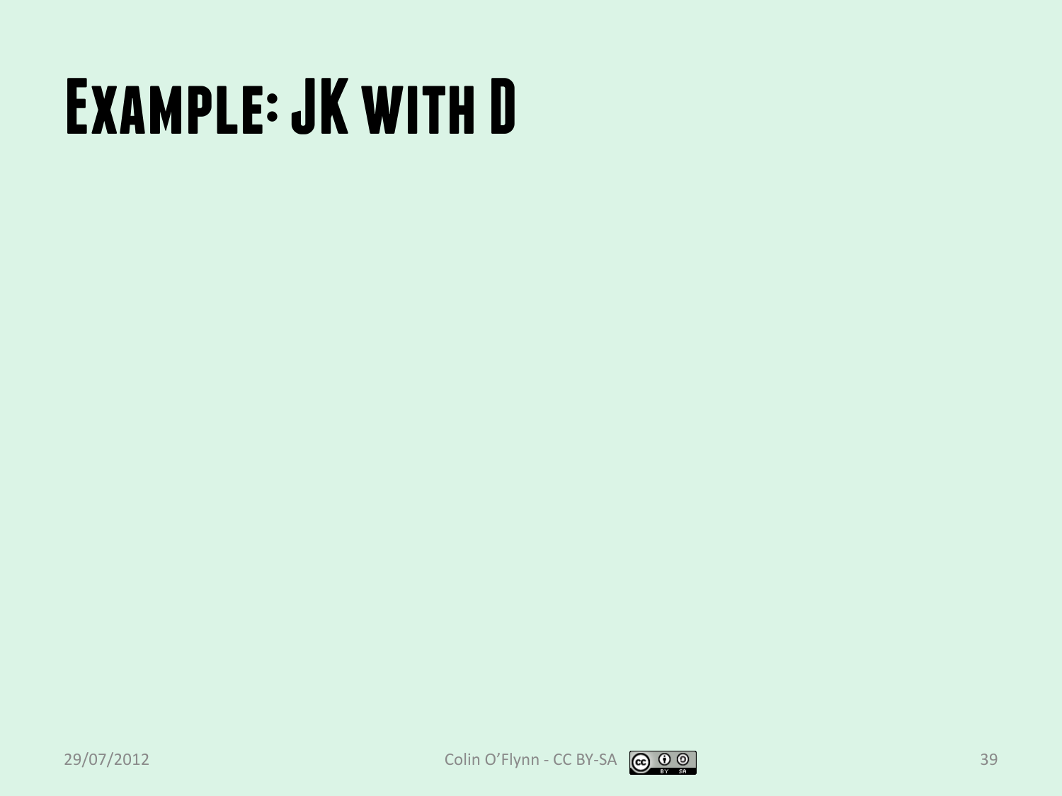# Example: JK with D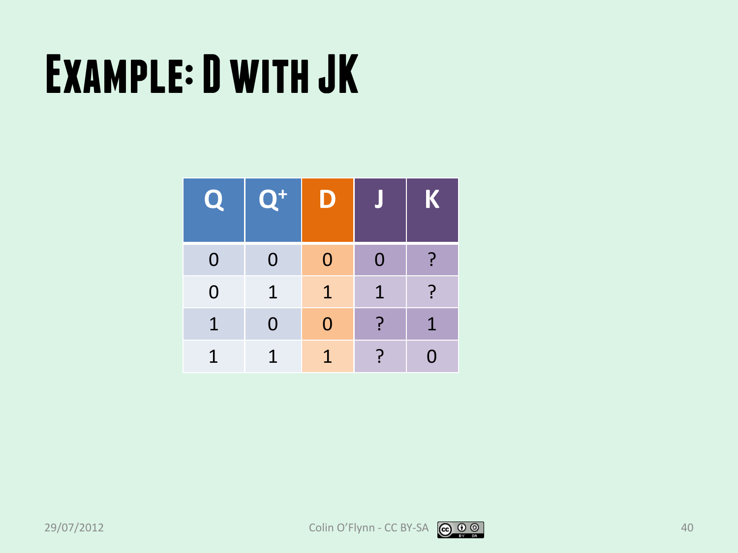# Example: D with JK

| Q | $Q^+$ | D | J | K |
|---|---|---|---|---|
| 0 | 0 | 0 | 0 | ? |
| 0 | 1 | 1 | 1 | ? |
| 1 | 0 | 0 | ? | 1 |
| 1 | 1 | 1 | ? | 0 |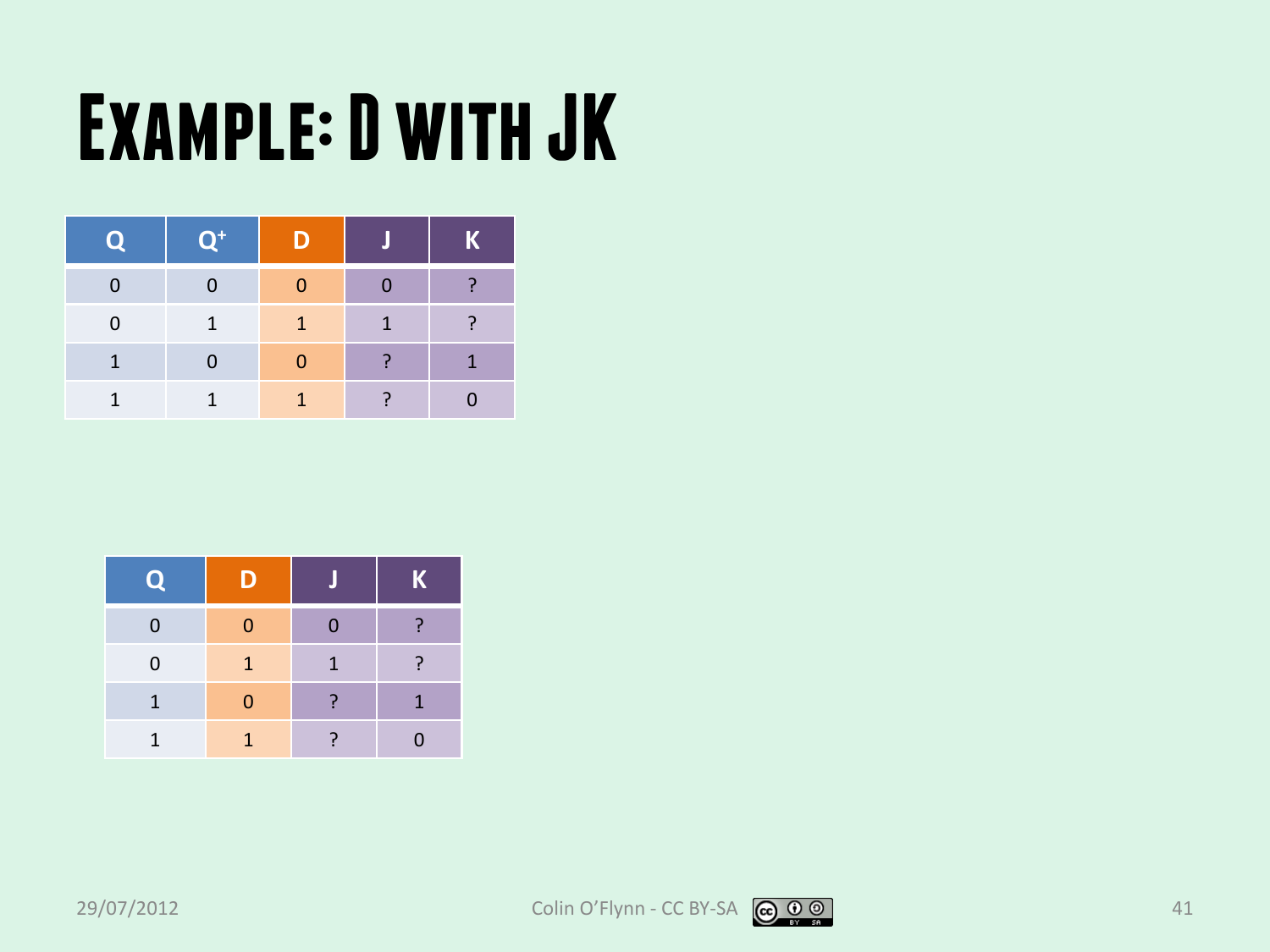# Example: D with JK

| Q | $Q^+$ | D | J | K |
|---|---|---|---|---|
| 0 | 0 | 0 | 0 | ? |
| 0 | 1 | 1 | 1 | ? |
| 1 | 0 | 0 | ? | 1 |
| 1 | 1 | 1 | ? | 0 |

| Q | D | J | K |
|---|---|---|---|
| 0 | 0 | 0 | ? |
| 0 | 1 | 1 | ? |
| 1 | 0 | ? | 1 |
| 1 | 1 | ? | 0 |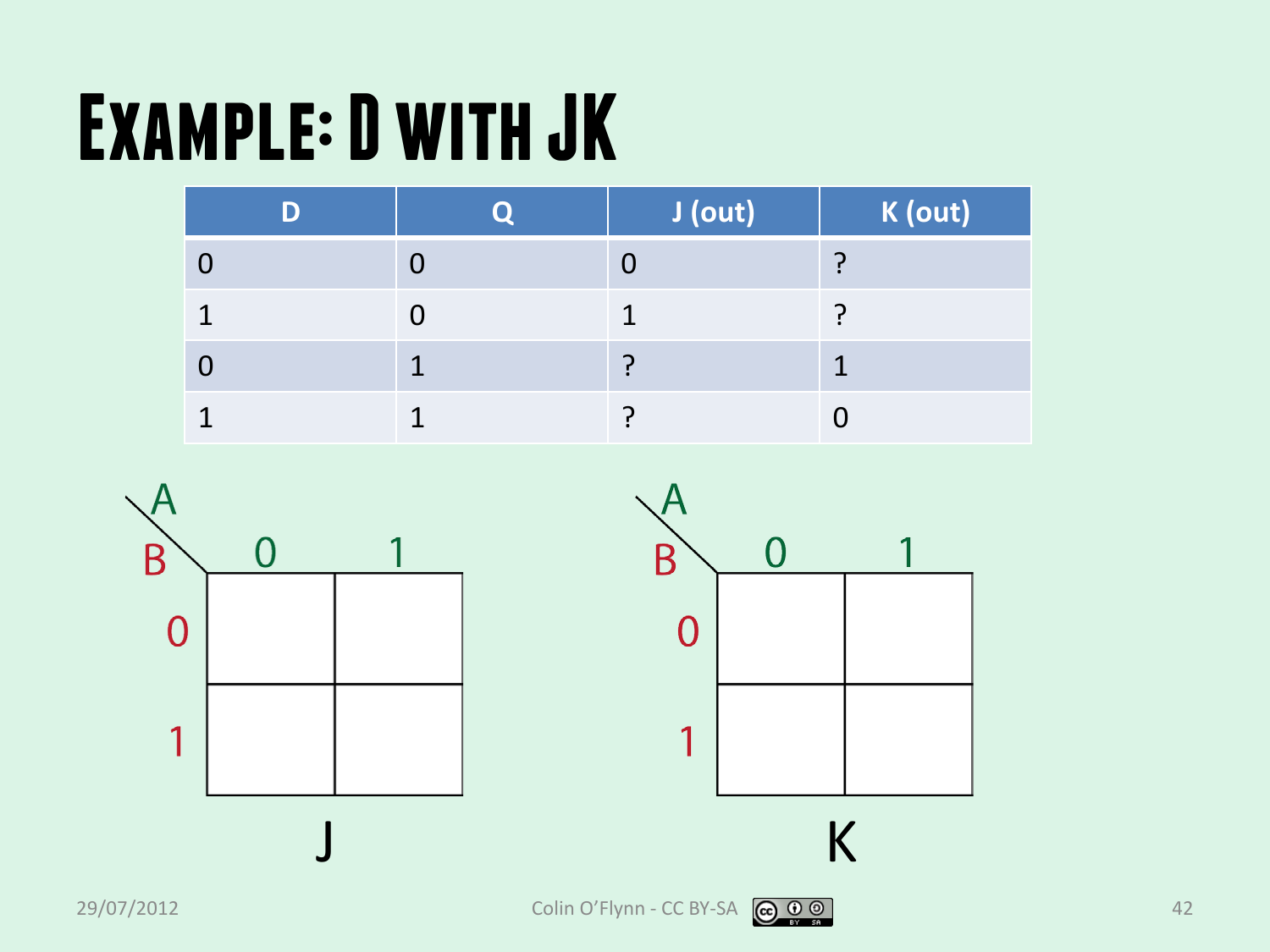# Example: D with JK

| D | Q | J (out) | K (out) |
|---|---|---|---|
| 0 | 0 | 0 | ? |
| 1 | 0 | 1 | ? |
| 0 | 1 | ? | 1 |
| 1 | 1 | ? | 0 |

**J**

| B \ A | 0 | 1 |
|---|---|---|
| 0 | | |
| 1 | | |

**K**

| B \ A | 0 | 1 |
|---|---|---|
| 0 | | |
| 1 | | |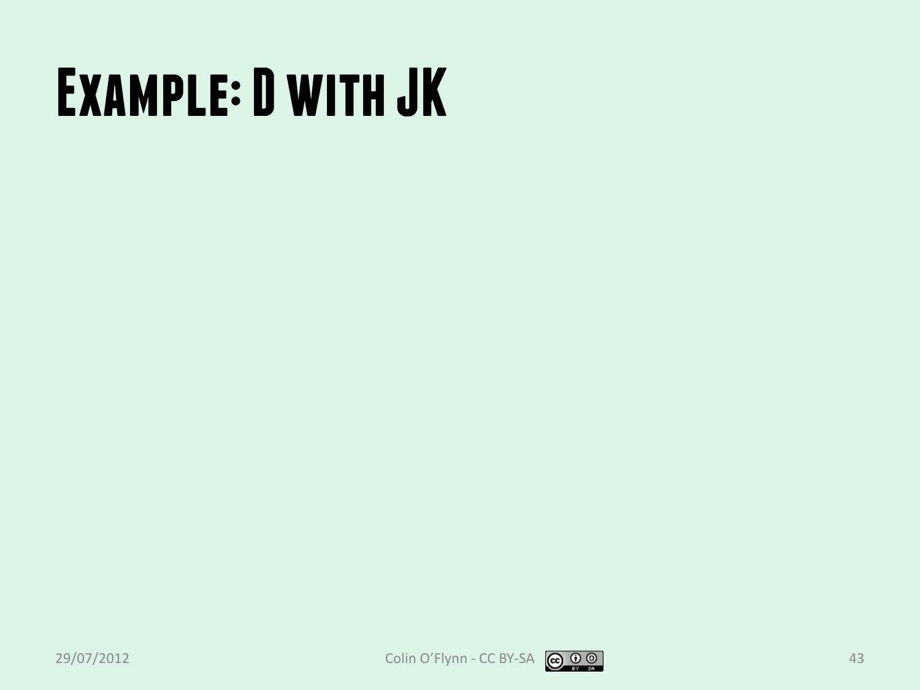# Example: D with JK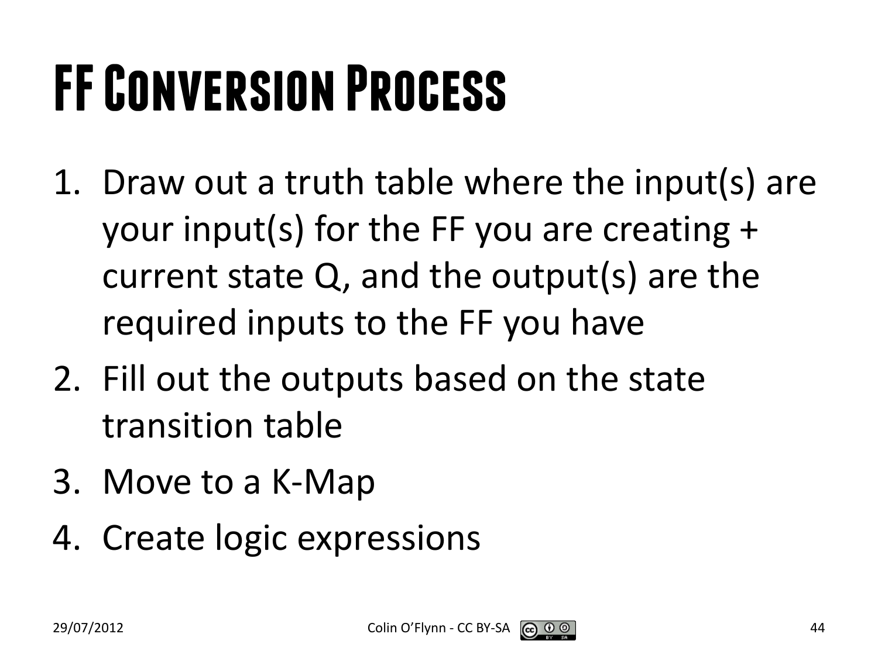# FF Conversion Process

1. Draw out a truth table where the input(s) are your input(s) for the FF you are creating + current state Q, and the output(s) are the required inputs to the FF you have
2. Fill out the outputs based on the state transition table
3. Move to a K-Map
4. Create logic expressions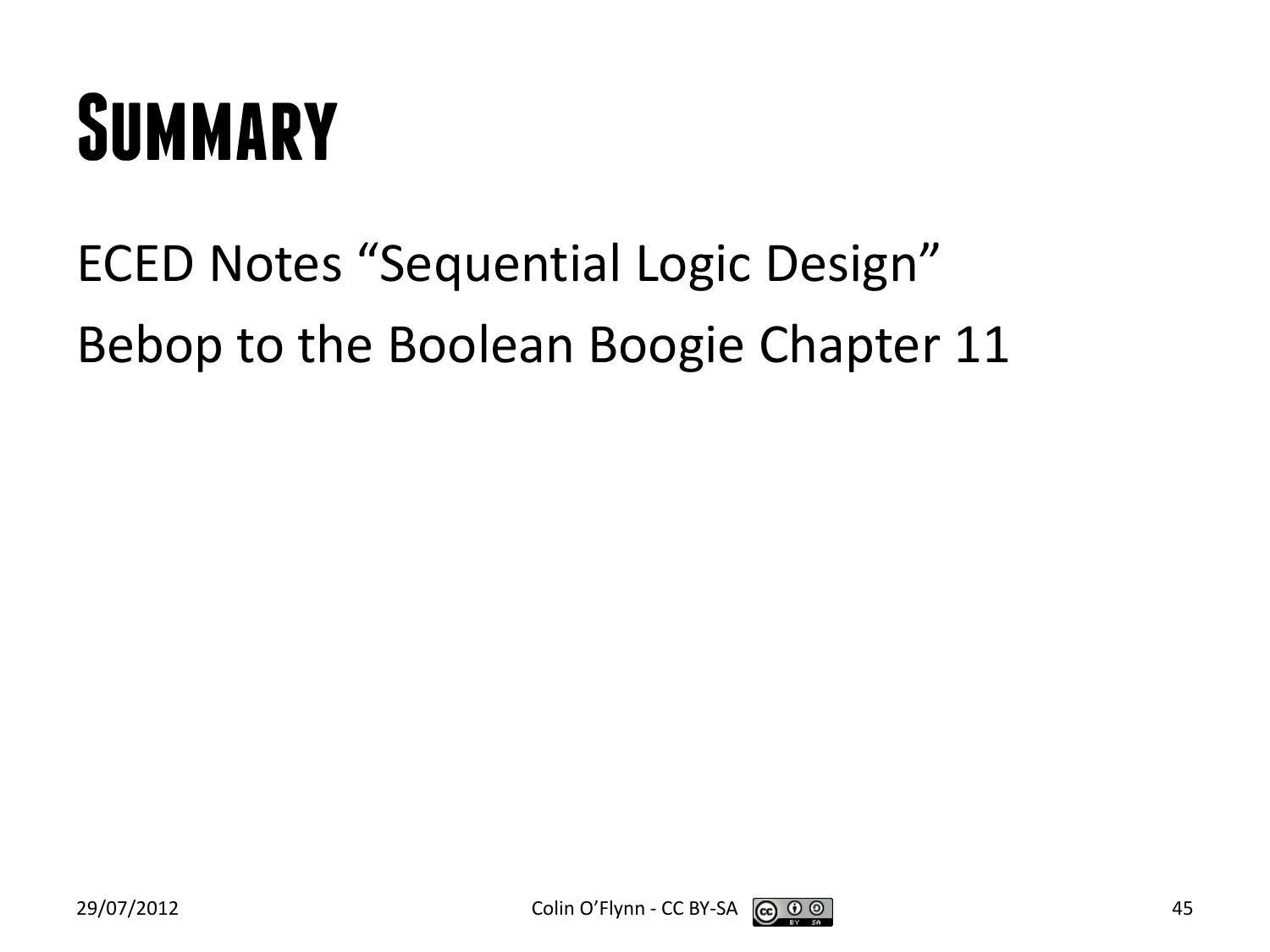# Summary

ECED Notes “Sequential Logic Design”

Bebop to the Boolean Boogie Chapter 11